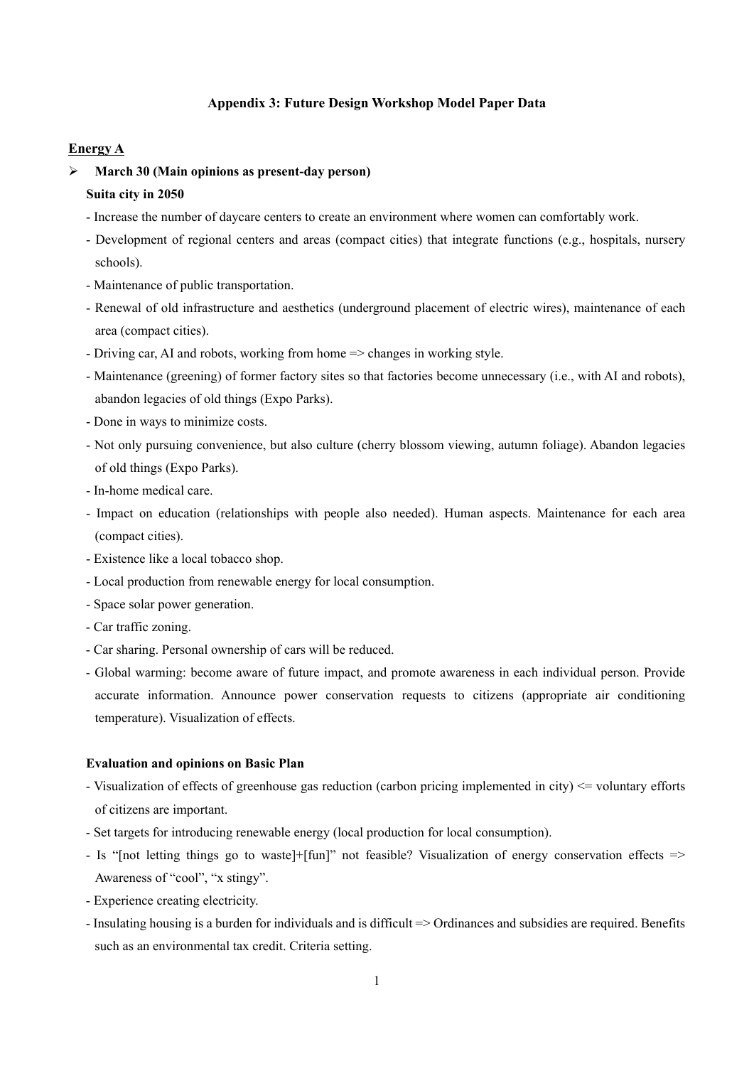# Appendix 3: Future Design Workshop Model Paper Data

## Energy A

- **March 30 (Main opinions as present-day person)**

  **Suita city in 2050**

  - Increase the number of daycare centers to create an environment where women can comfortably work.
  - Development of regional centers and areas (compact cities) that integrate functions (e.g., hospitals, nursery schools).
  - Maintenance of public transportation.
  - Renewal of old infrastructure and aesthetics (underground placement of electric wires), maintenance of each area (compact cities).
  - Driving car, AI and robots, working from home => changes in working style.
  - Maintenance (greening) of former factory sites so that factories become unnecessary (i.e., with AI and robots), abandon legacies of old things (Expo Parks).
  - Done in ways to minimize costs.
  - Not only pursuing convenience, but also culture (cherry blossom viewing, autumn foliage). Abandon legacies of old things (Expo Parks).
  - In-home medical care.
  - Impact on education (relationships with people also needed). Human aspects. Maintenance for each area (compact cities).
  - Existence like a local tobacco shop.
  - Local production from renewable energy for local consumption.
  - Space solar power generation.
  - Car traffic zoning.
  - Car sharing. Personal ownership of cars will be reduced.
  - Global warming: become aware of future impact, and promote awareness in each individual person. Provide accurate information. Announce power conservation requests to citizens (appropriate air conditioning temperature). Visualization of effects.

  **Evaluation and opinions on Basic Plan**

  - Visualization of effects of greenhouse gas reduction (carbon pricing implemented in city) <= voluntary efforts of citizens are important.
  - Set targets for introducing renewable energy (local production for local consumption).
  - Is "[not letting things go to waste]+[fun]" not feasible? Visualization of energy conservation effects => Awareness of "cool", "x stingy".
  - Experience creating electricity.
  - Insulating housing is a burden for individuals and is difficult => Ordinances and subsidies are required. Benefits such as an environmental tax credit. Criteria setting.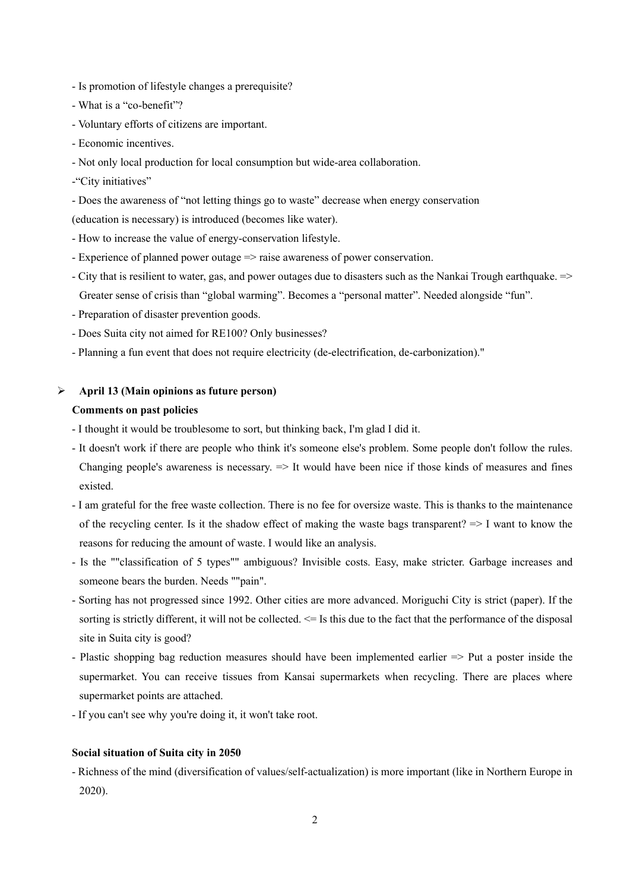- Is promotion of lifestyle changes a prerequisite?
- What is a "co-benefit"?
- Voluntary efforts of citizens are important.
- Economic incentives.
- Not only local production for local consumption but wide-area collaboration.
-"City initiatives"
- Does the awareness of "not letting things go to waste" decrease when energy conservation (education is necessary) is introduced (becomes like water).
- How to increase the value of energy-conservation lifestyle.
- Experience of planned power outage => raise awareness of power conservation.
- City that is resilient to water, gas, and power outages due to disasters such as the Nankai Trough earthquake. => Greater sense of crisis than "global warming". Becomes a "personal matter". Needed alongside "fun".
- Preparation of disaster prevention goods.
- Does Suita city not aimed for RE100? Only businesses?
- Planning a fun event that does not require electricity (de-electrification, de-carbonization)."

- **April 13 (Main opinions as future person)**

  **Comments on past policies**

  - I thought it would be troublesome to sort, but thinking back, I'm glad I did it.
  - It doesn't work if there are people who think it's someone else's problem. Some people don't follow the rules. Changing people's awareness is necessary. => It would have been nice if those kinds of measures and fines existed.
  - I am grateful for the free waste collection. There is no fee for oversize waste. This is thanks to the maintenance of the recycling center. Is it the shadow effect of making the waste bags transparent? => I want to know the reasons for reducing the amount of waste. I would like an analysis.
  - Is the ""classification of 5 types"" ambiguous? Invisible costs. Easy, make stricter. Garbage increases and someone bears the burden. Needs ""pain".
  - Sorting has not progressed since 1992. Other cities are more advanced. Moriguchi City is strict (paper). If the sorting is strictly different, it will not be collected. <= Is this due to the fact that the performance of the disposal site in Suita city is good?
  - Plastic shopping bag reduction measures should have been implemented earlier => Put a poster inside the supermarket. You can receive tissues from Kansai supermarkets when recycling. There are places where supermarket points are attached.
  - If you can't see why you're doing it, it won't take root.

  **Social situation of Suita city in 2050**

  - Richness of the mind (diversification of values/self-actualization) is more important (like in Northern Europe in 2020).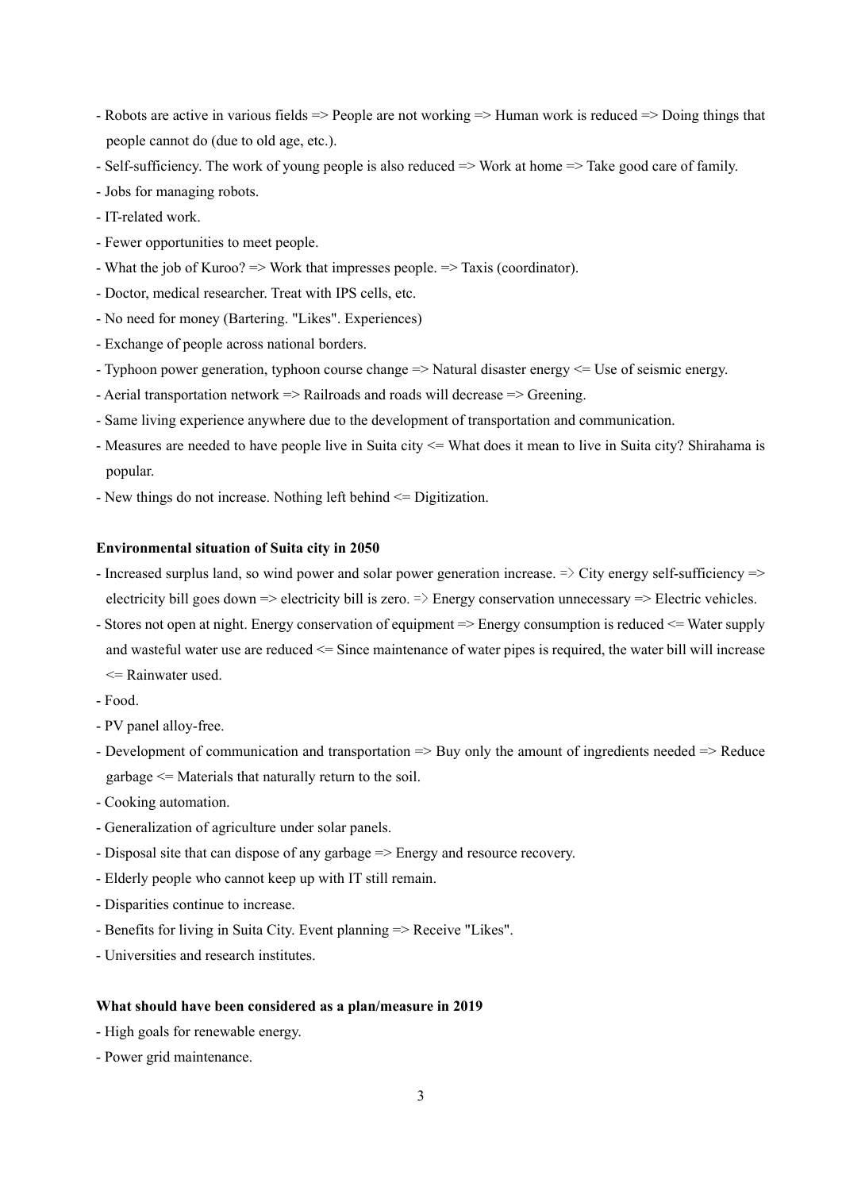- Robots are active in various fields => People are not working => Human work is reduced => Doing things that people cannot do (due to old age, etc.).
- Self-sufficiency. The work of young people is also reduced => Work at home => Take good care of family.
- Jobs for managing robots.
- IT-related work.
- Fewer opportunities to meet people.
- What the job of Kuroo? => Work that impresses people. => Taxis (coordinator).
- Doctor, medical researcher. Treat with IPS cells, etc.
- No need for money (Bartering. "Likes". Experiences)
- Exchange of people across national borders.
- Typhoon power generation, typhoon course change => Natural disaster energy <= Use of seismic energy.
- Aerial transportation network => Railroads and roads will decrease => Greening.
- Same living experience anywhere due to the development of transportation and communication.
- Measures are needed to have people live in Suita city <= What does it mean to live in Suita city? Shirahama is popular.
- New things do not increase. Nothing left behind <= Digitization.

**Environmental situation of Suita city in 2050**

- Increased surplus land, so wind power and solar power generation increase. => City energy self-sufficiency => electricity bill goes down => electricity bill is zero. => Energy conservation unnecessary => Electric vehicles.
- Stores not open at night. Energy conservation of equipment => Energy consumption is reduced <= Water supply and wasteful water use are reduced <= Since maintenance of water pipes is required, the water bill will increase <= Rainwater used.
- Food.
- PV panel alloy-free.
- Development of communication and transportation => Buy only the amount of ingredients needed => Reduce garbage <= Materials that naturally return to the soil.
- Cooking automation.
- Generalization of agriculture under solar panels.
- Disposal site that can dispose of any garbage => Energy and resource recovery.
- Elderly people who cannot keep up with IT still remain.
- Disparities continue to increase.
- Benefits for living in Suita City. Event planning => Receive "Likes".
- Universities and research institutes.

**What should have been considered as a plan/measure in 2019**

- High goals for renewable energy.
- Power grid maintenance.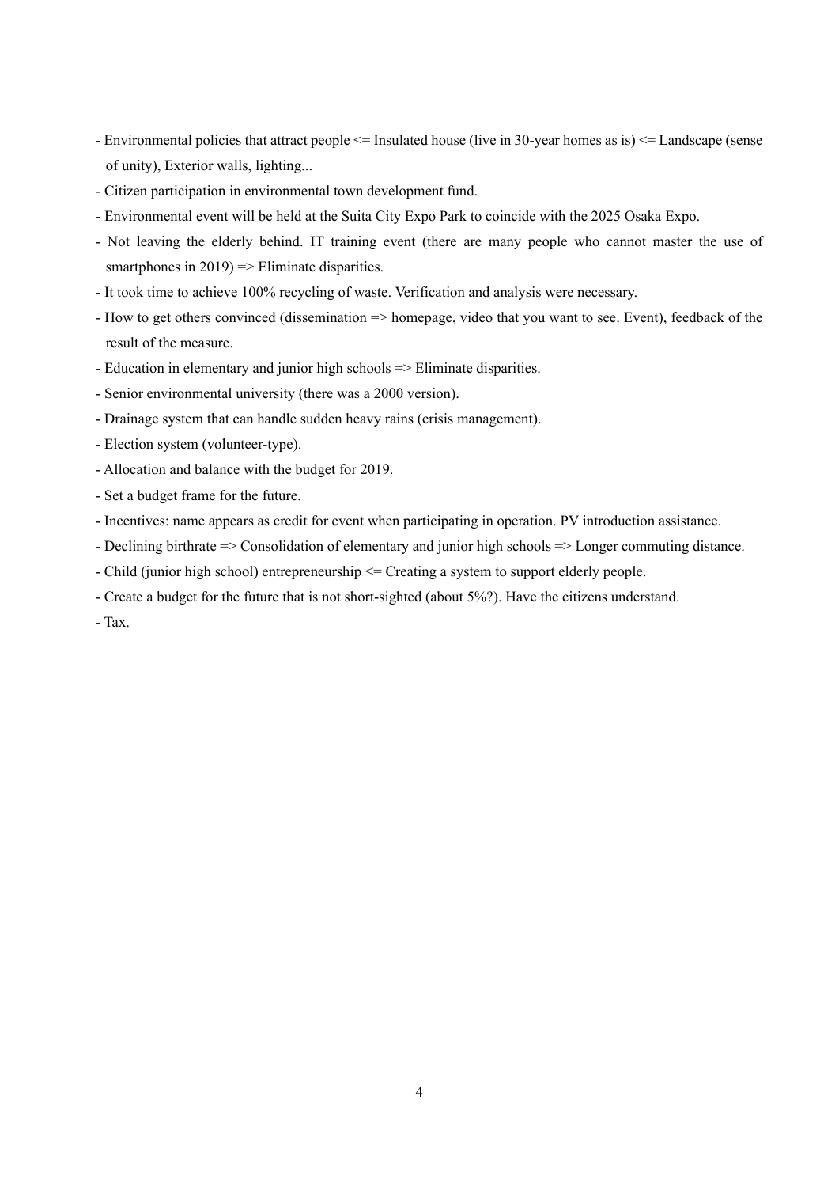- Environmental policies that attract people <= Insulated house (live in 30-year homes as is) <= Landscape (sense of unity), Exterior walls, lighting...
- Citizen participation in environmental town development fund.
- Environmental event will be held at the Suita City Expo Park to coincide with the 2025 Osaka Expo.
- Not leaving the elderly behind. IT training event (there are many people who cannot master the use of smartphones in 2019) => Eliminate disparities.
- It took time to achieve 100% recycling of waste. Verification and analysis were necessary.
- How to get others convinced (dissemination => homepage, video that you want to see. Event), feedback of the result of the measure.
- Education in elementary and junior high schools => Eliminate disparities.
- Senior environmental university (there was a 2000 version).
- Drainage system that can handle sudden heavy rains (crisis management).
- Election system (volunteer-type).
- Allocation and balance with the budget for 2019.
- Set a budget frame for the future.
- Incentives: name appears as credit for event when participating in operation. PV introduction assistance.
- Declining birthrate => Consolidation of elementary and junior high schools => Longer commuting distance.
- Child (junior high school) entrepreneurship <= Creating a system to support elderly people.
- Create a budget for the future that is not short-sighted (about 5%?). Have the citizens understand.
- Tax.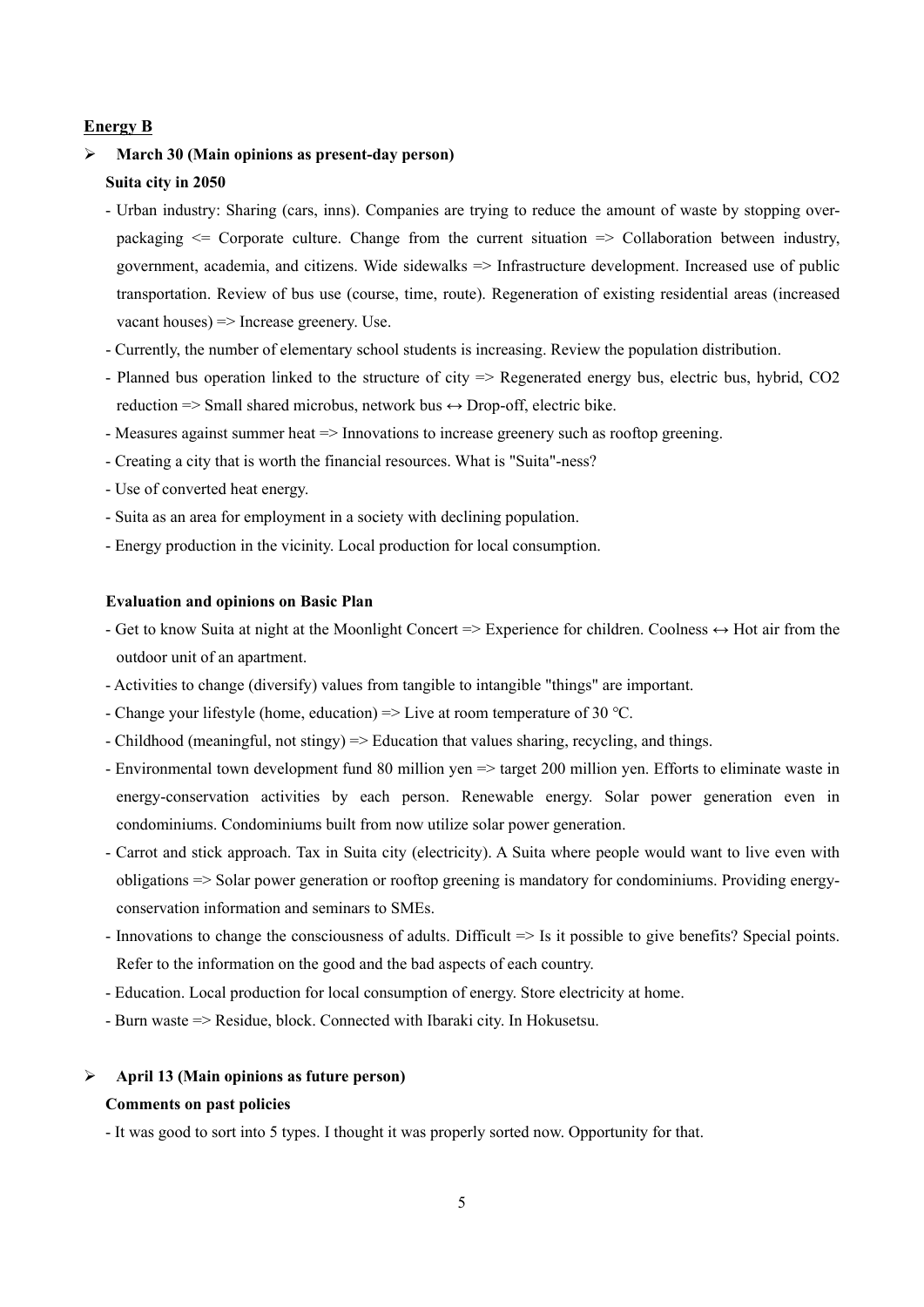## Energy B

- **March 30 (Main opinions as present-day person)**

  **Suita city in 2050**

  - Urban industry: Sharing (cars, inns). Companies are trying to reduce the amount of waste by stopping over-packaging <= Corporate culture. Change from the current situation => Collaboration between industry, government, academia, and citizens. Wide sidewalks => Infrastructure development. Increased use of public transportation. Review of bus use (course, time, route). Regeneration of existing residential areas (increased vacant houses) => Increase greenery. Use.
  - Currently, the number of elementary school students is increasing. Review the population distribution.
  - Planned bus operation linked to the structure of city => Regenerated energy bus, electric bus, hybrid, $CO_2$ reduction => Small shared microbus, network bus ↔ Drop-off, electric bike.
  - Measures against summer heat => Innovations to increase greenery such as rooftop greening.
  - Creating a city that is worth the financial resources. What is "Suita"-ness?
  - Use of converted heat energy.
  - Suita as an area for employment in a society with declining population.
  - Energy production in the vicinity. Local production for local consumption.

  **Evaluation and opinions on Basic Plan**

  - Get to know Suita at night at the Moonlight Concert => Experience for children. Coolness ↔ Hot air from the outdoor unit of an apartment.
  - Activities to change (diversify) values from tangible to intangible "things" are important.
  - Change your lifestyle (home, education) => Live at room temperature of 30 °C.
  - Childhood (meaningful, not stingy) => Education that values sharing, recycling, and things.
  - Environmental town development fund 80 million yen => target 200 million yen. Efforts to eliminate waste in energy-conservation activities by each person. Renewable energy. Solar power generation even in condominiums. Condominiums built from now utilize solar power generation.
  - Carrot and stick approach. Tax in Suita city (electricity). A Suita where people would want to live even with obligations => Solar power generation or rooftop greening is mandatory for condominiums. Providing energy-conservation information and seminars to SMEs.
  - Innovations to change the consciousness of adults. Difficult => Is it possible to give benefits? Special points. Refer to the information on the good and the bad aspects of each country.
  - Education. Local production for local consumption of energy. Store electricity at home.
  - Burn waste => Residue, block. Connected with Ibaraki city. In Hokusetsu.

- **April 13 (Main opinions as future person)**

  **Comments on past policies**

  - It was good to sort into 5 types. I thought it was properly sorted now. Opportunity for that.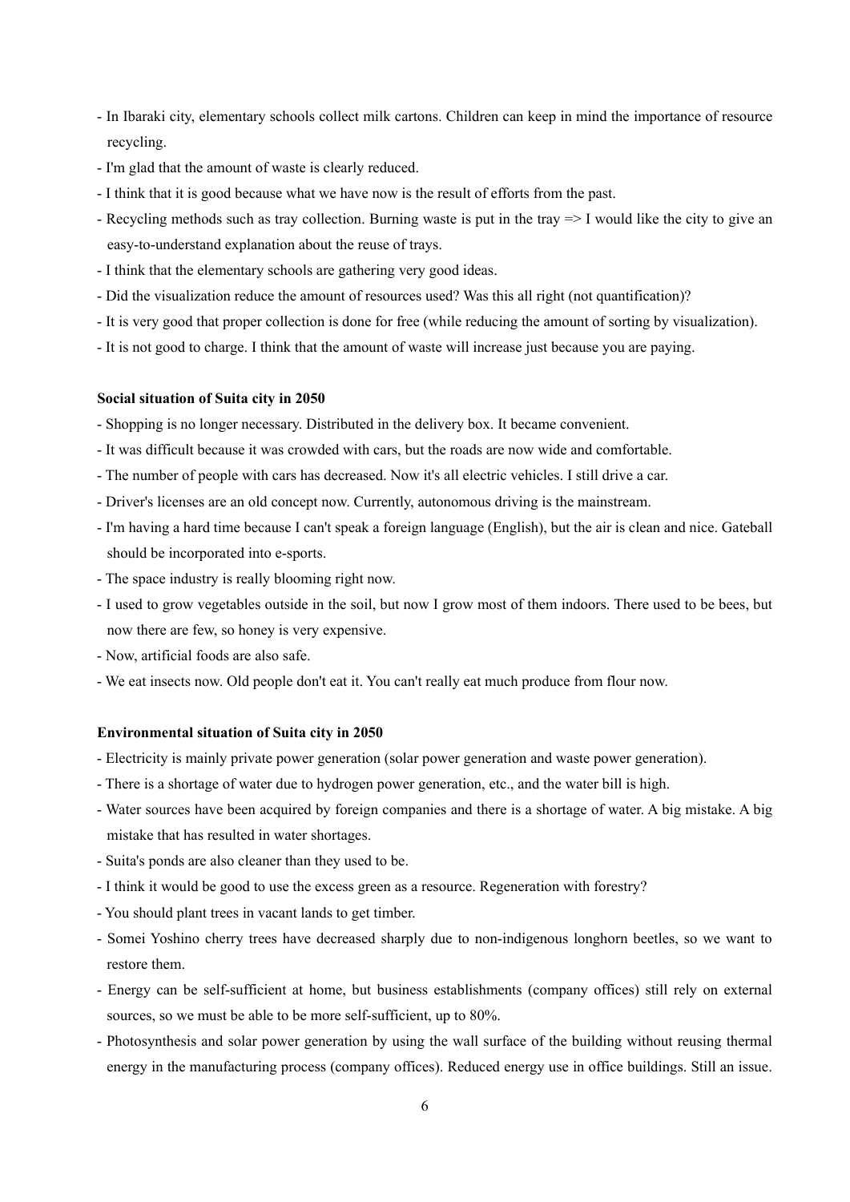- In Ibaraki city, elementary schools collect milk cartons. Children can keep in mind the importance of resource recycling.
- I'm glad that the amount of waste is clearly reduced.
- I think that it is good because what we have now is the result of efforts from the past.
- Recycling methods such as tray collection. Burning waste is put in the tray => I would like the city to give an easy-to-understand explanation about the reuse of trays.
- I think that the elementary schools are gathering very good ideas.
- Did the visualization reduce the amount of resources used? Was this all right (not quantification)?
- It is very good that proper collection is done for free (while reducing the amount of sorting by visualization).
- It is not good to charge. I think that the amount of waste will increase just because you are paying.

**Social situation of Suita city in 2050**

- Shopping is no longer necessary. Distributed in the delivery box. It became convenient.
- It was difficult because it was crowded with cars, but the roads are now wide and comfortable.
- The number of people with cars has decreased. Now it's all electric vehicles. I still drive a car.
- Driver's licenses are an old concept now. Currently, autonomous driving is the mainstream.
- I'm having a hard time because I can't speak a foreign language (English), but the air is clean and nice. Gateball should be incorporated into e-sports.
- The space industry is really blooming right now.
- I used to grow vegetables outside in the soil, but now I grow most of them indoors. There used to be bees, but now there are few, so honey is very expensive.
- Now, artificial foods are also safe.
- We eat insects now. Old people don't eat it. You can't really eat much produce from flour now.

**Environmental situation of Suita city in 2050**

- Electricity is mainly private power generation (solar power generation and waste power generation).
- There is a shortage of water due to hydrogen power generation, etc., and the water bill is high.
- Water sources have been acquired by foreign companies and there is a shortage of water. A big mistake. A big mistake that has resulted in water shortages.
- Suita's ponds are also cleaner than they used to be.
- I think it would be good to use the excess green as a resource. Regeneration with forestry?
- You should plant trees in vacant lands to get timber.
- Somei Yoshino cherry trees have decreased sharply due to non-indigenous longhorn beetles, so we want to restore them.
- Energy can be self-sufficient at home, but business establishments (company offices) still rely on external sources, so we must be able to be more self-sufficient, up to 80%.
- Photosynthesis and solar power generation by using the wall surface of the building without reusing thermal energy in the manufacturing process (company offices). Reduced energy use in office buildings. Still an issue.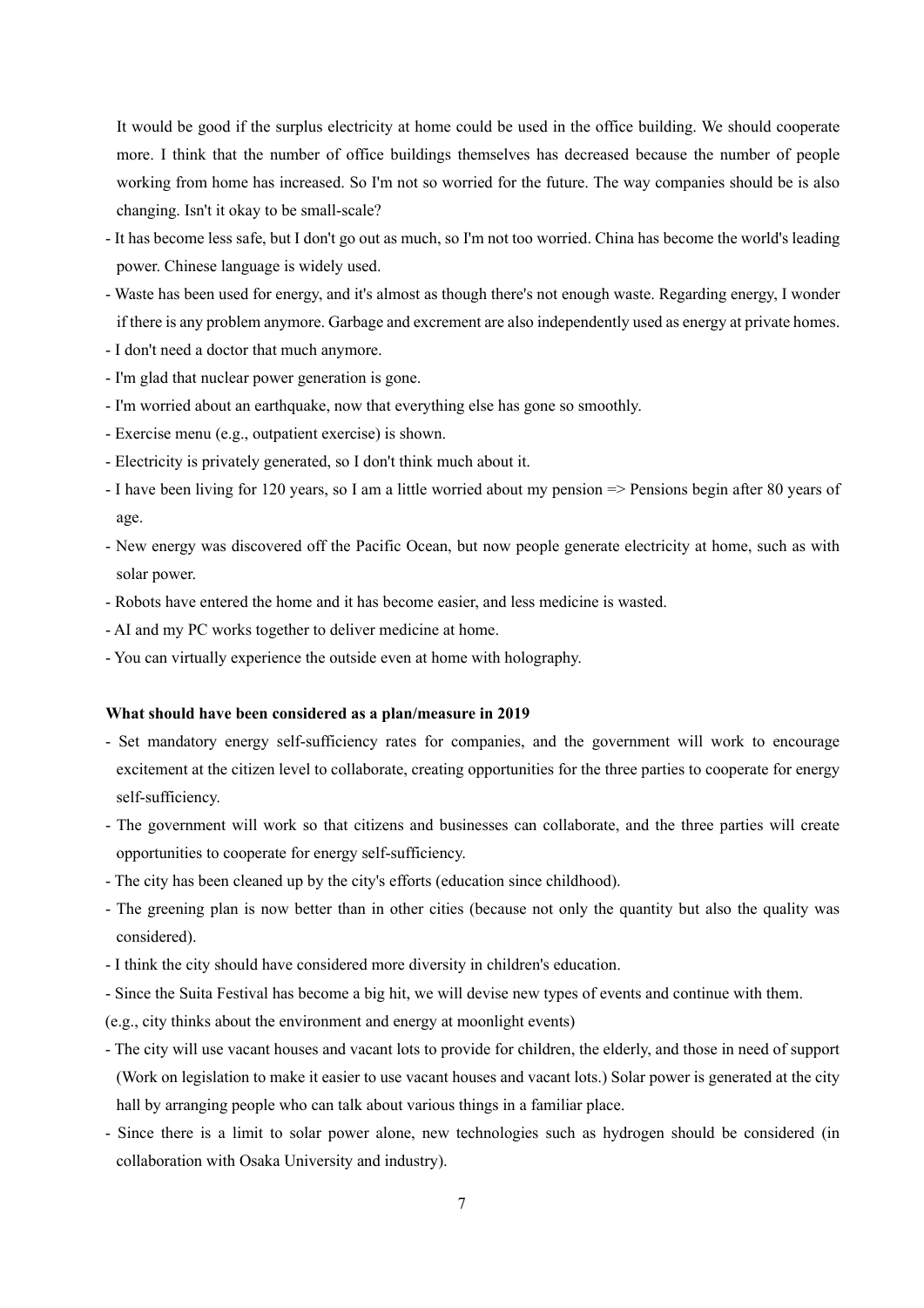It would be good if the surplus electricity at home could be used in the office building. We should cooperate more. I think that the number of office buildings themselves has decreased because the number of people working from home has increased. So I'm not so worried for the future. The way companies should be is also changing. Isn't it okay to be small-scale?

- It has become less safe, but I don't go out as much, so I'm not too worried. China has become the world's leading power. Chinese language is widely used.
- Waste has been used for energy, and it's almost as though there's not enough waste. Regarding energy, I wonder if there is any problem anymore. Garbage and excrement are also independently used as energy at private homes.
- I don't need a doctor that much anymore.
- I'm glad that nuclear power generation is gone.
- I'm worried about an earthquake, now that everything else has gone so smoothly.
- Exercise menu (e.g., outpatient exercise) is shown.
- Electricity is privately generated, so I don't think much about it.
- I have been living for 120 years, so I am a little worried about my pension => Pensions begin after 80 years of age.
- New energy was discovered off the Pacific Ocean, but now people generate electricity at home, such as with solar power.
- Robots have entered the home and it has become easier, and less medicine is wasted.
- AI and my PC works together to deliver medicine at home.
- You can virtually experience the outside even at home with holography.

**What should have been considered as a plan/measure in 2019**

- Set mandatory energy self-sufficiency rates for companies, and the government will work to encourage excitement at the citizen level to collaborate, creating opportunities for the three parties to cooperate for energy self-sufficiency.
- The government will work so that citizens and businesses can collaborate, and the three parties will create opportunities to cooperate for energy self-sufficiency.
- The city has been cleaned up by the city's efforts (education since childhood).
- The greening plan is now better than in other cities (because not only the quantity but also the quality was considered).
- I think the city should have considered more diversity in children's education.
- Since the Suita Festival has become a big hit, we will devise new types of events and continue with them.

(e.g., city thinks about the environment and energy at moonlight events)

- The city will use vacant houses and vacant lots to provide for children, the elderly, and those in need of support (Work on legislation to make it easier to use vacant houses and vacant lots.) Solar power is generated at the city hall by arranging people who can talk about various things in a familiar place.
- Since there is a limit to solar power alone, new technologies such as hydrogen should be considered (in collaboration with Osaka University and industry).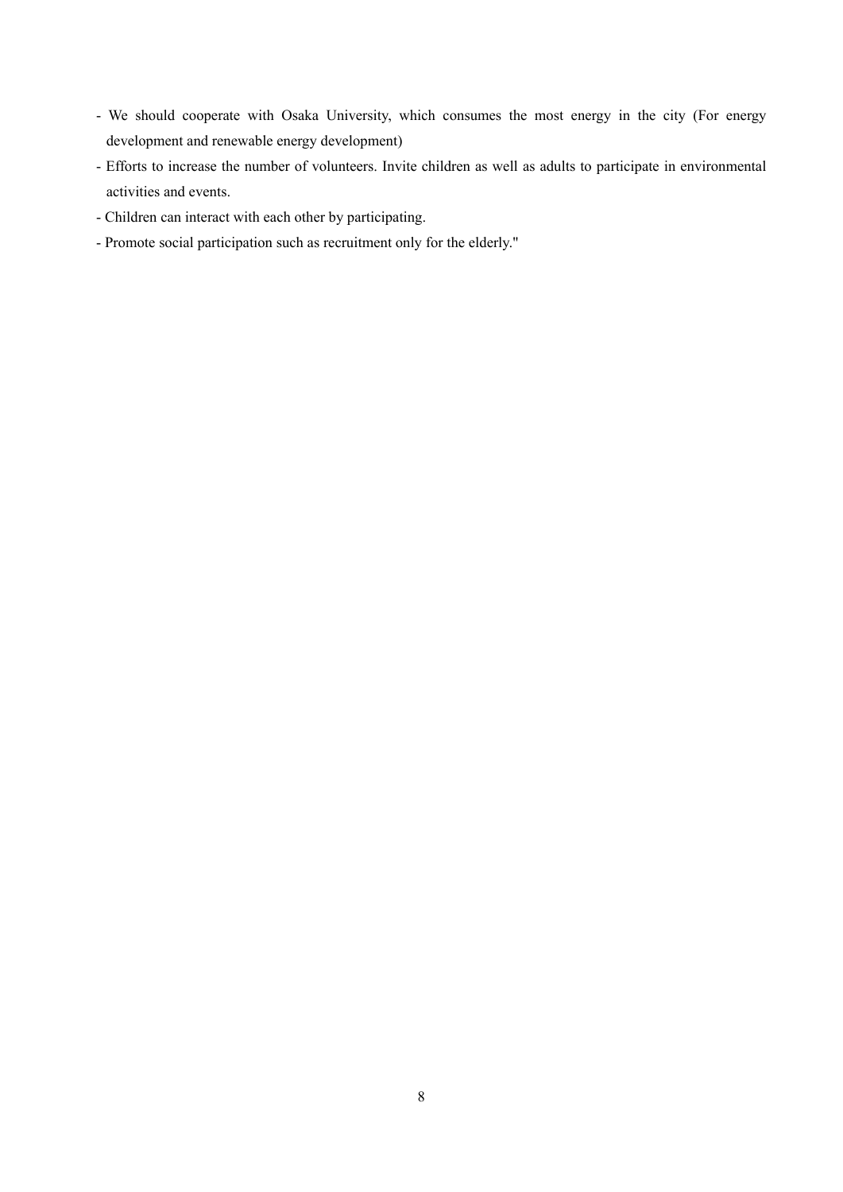- We should cooperate with Osaka University, which consumes the most energy in the city (For energy development and renewable energy development)
- Efforts to increase the number of volunteers. Invite children as well as adults to participate in environmental activities and events.
- Children can interact with each other by participating.
- Promote social participation such as recruitment only for the elderly."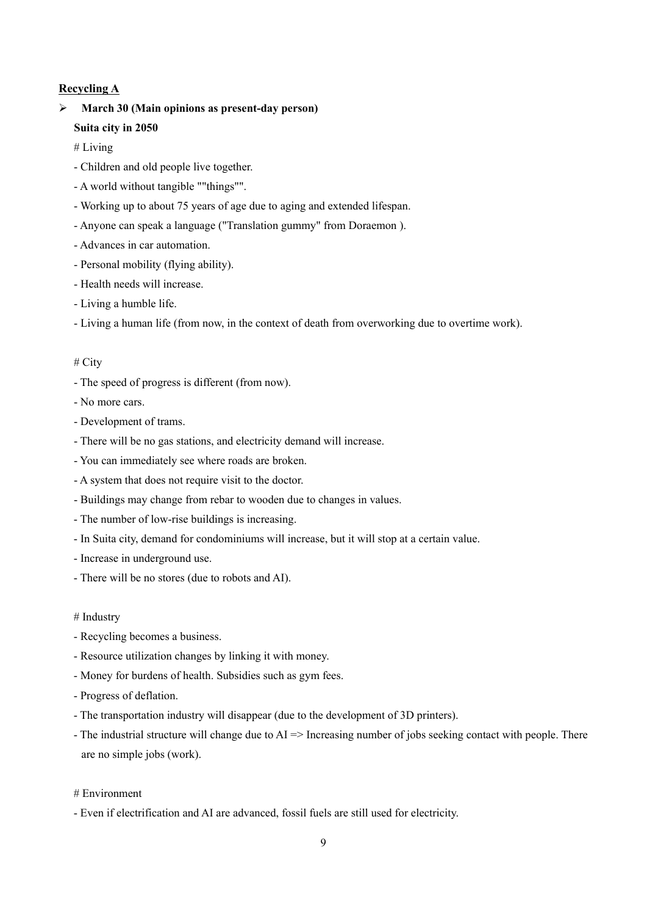**<u>Recycling A</u>**

- **March 30 (Main opinions as present-day person)**

  **Suita city in 2050**

  # Living

  - Children and old people live together.
  - A world without tangible ""things"".
  - Working up to about 75 years of age due to aging and extended lifespan.
  - Anyone can speak a language ("Translation gummy" from Doraemon ).
  - Advances in car automation.
  - Personal mobility (flying ability).
  - Health needs will increase.
  - Living a humble life.
  - Living a human life (from now, in the context of death from overworking due to overtime work).

  # City

  - The speed of progress is different (from now).
  - No more cars.
  - Development of trams.
  - There will be no gas stations, and electricity demand will increase.
  - You can immediately see where roads are broken.
  - A system that does not require visit to the doctor.
  - Buildings may change from rebar to wooden due to changes in values.
  - The number of low-rise buildings is increasing.
  - In Suita city, demand for condominiums will increase, but it will stop at a certain value.
  - Increase in underground use.
  - There will be no stores (due to robots and AI).

  # Industry

  - Recycling becomes a business.
  - Resource utilization changes by linking it with money.
  - Money for burdens of health. Subsidies such as gym fees.
  - Progress of deflation.
  - The transportation industry will disappear (due to the development of 3D printers).
  - The industrial structure will change due to AI => Increasing number of jobs seeking contact with people. There are no simple jobs (work).

  # Environment

  - Even if electrification and AI are advanced, fossil fuels are still used for electricity.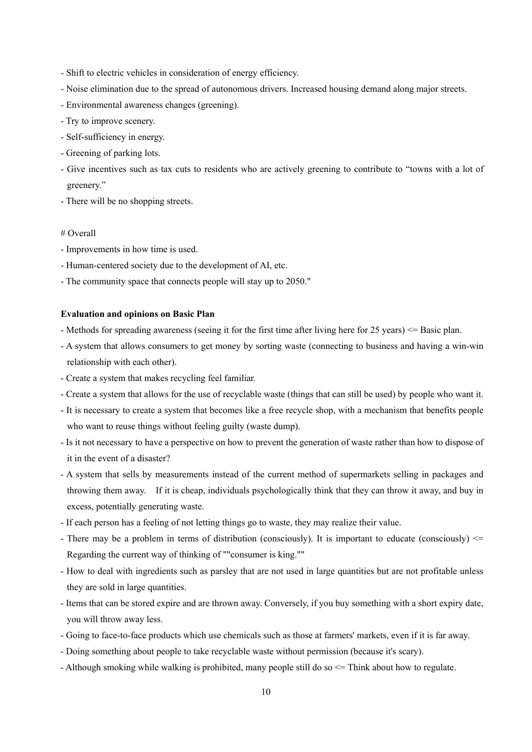- Shift to electric vehicles in consideration of energy efficiency.
- Noise elimination due to the spread of autonomous drivers. Increased housing demand along major streets.
- Environmental awareness changes (greening).
- Try to improve scenery.
- Self-sufficiency in energy.
- Greening of parking lots.
- Give incentives such as tax cuts to residents who are actively greening to contribute to "towns with a lot of greenery."
- There will be no shopping streets.

# Overall

- Improvements in how time is used.
- Human-centered society due to the development of AI, etc.
- The community space that connects people will stay up to 2050."

**Evaluation and opinions on Basic Plan**

- Methods for spreading awareness (seeing it for the first time after living here for 25 years) <= Basic plan.
- A system that allows consumers to get money by sorting waste (connecting to business and having a win-win relationship with each other).
- Create a system that makes recycling feel familiar.
- Create a system that allows for the use of recyclable waste (things that can still be used) by people who want it.
- It is necessary to create a system that becomes like a free recycle shop, with a mechanism that benefits people who want to reuse things without feeling guilty (waste dump).
- Is it not necessary to have a perspective on how to prevent the generation of waste rather than how to dispose of it in the event of a disaster?
- A system that sells by measurements instead of the current method of supermarkets selling in packages and throwing them away. If it is cheap, individuals psychologically think that they can throw it away, and buy in excess, potentially generating waste.
- If each person has a feeling of not letting things go to waste, they may realize their value.
- There may be a problem in terms of distribution (consciously). It is important to educate (consciously) <= Regarding the current way of thinking of ""consumer is king.""
- How to deal with ingredients such as parsley that are not used in large quantities but are not profitable unless they are sold in large quantities.
- Items that can be stored expire and are thrown away. Conversely, if you buy something with a short expiry date, you will throw away less.
- Going to face-to-face products which use chemicals such as those at farmers' markets, even if it is far away.
- Doing something about people to take recyclable waste without permission (because it's scary).
- Although smoking while walking is prohibited, many people still do so <= Think about how to regulate.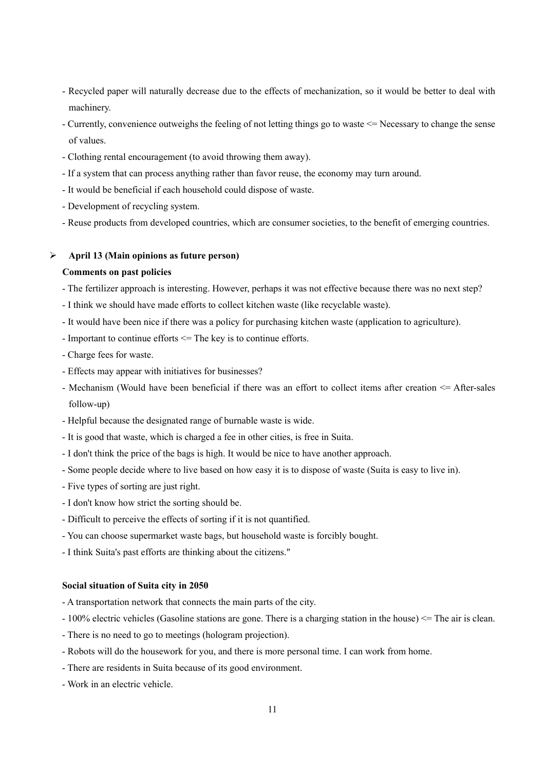- Recycled paper will naturally decrease due to the effects of mechanization, so it would be better to deal with machinery.
- Currently, convenience outweighs the feeling of not letting things go to waste <= Necessary to change the sense of values.
- Clothing rental encouragement (to avoid throwing them away).
- If a system that can process anything rather than favor reuse, the economy may turn around.
- It would be beneficial if each household could dispose of waste.
- Development of recycling system.
- Reuse products from developed countries, which are consumer societies, to the benefit of emerging countries.

- **April 13 (Main opinions as future person)**

**Comments on past policies**

- The fertilizer approach is interesting. However, perhaps it was not effective because there was no next step?
- I think we should have made efforts to collect kitchen waste (like recyclable waste).
- It would have been nice if there was a policy for purchasing kitchen waste (application to agriculture).
- Important to continue efforts <= The key is to continue efforts.
- Charge fees for waste.
- Effects may appear with initiatives for businesses?
- Mechanism (Would have been beneficial if there was an effort to collect items after creation <= After-sales follow-up)
- Helpful because the designated range of burnable waste is wide.
- It is good that waste, which is charged a fee in other cities, is free in Suita.
- I don't think the price of the bags is high. It would be nice to have another approach.
- Some people decide where to live based on how easy it is to dispose of waste (Suita is easy to live in).
- Five types of sorting are just right.
- I don't know how strict the sorting should be.
- Difficult to perceive the effects of sorting if it is not quantified.
- You can choose supermarket waste bags, but household waste is forcibly bought.
- I think Suita's past efforts are thinking about the citizens."

**Social situation of Suita city in 2050**

- A transportation network that connects the main parts of the city.
- 100% electric vehicles (Gasoline stations are gone. There is a charging station in the house) <= The air is clean.
- There is no need to go to meetings (hologram projection).
- Robots will do the housework for you, and there is more personal time. I can work from home.
- There are residents in Suita because of its good environment.
- Work in an electric vehicle.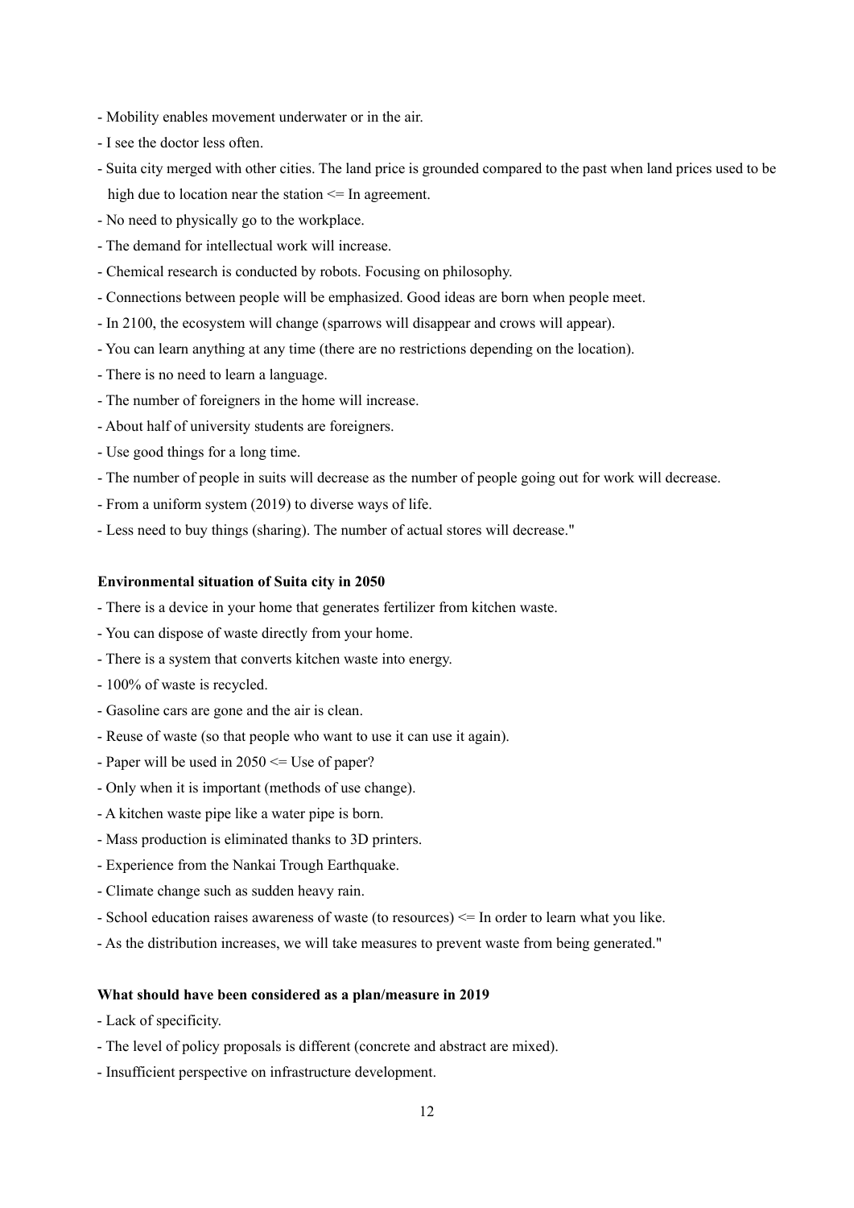- Mobility enables movement underwater or in the air.
- I see the doctor less often.
- Suita city merged with other cities. The land price is grounded compared to the past when land prices used to be high due to location near the station <= In agreement.
- No need to physically go to the workplace.
- The demand for intellectual work will increase.
- Chemical research is conducted by robots. Focusing on philosophy.
- Connections between people will be emphasized. Good ideas are born when people meet.
- In 2100, the ecosystem will change (sparrows will disappear and crows will appear).
- You can learn anything at any time (there are no restrictions depending on the location).
- There is no need to learn a language.
- The number of foreigners in the home will increase.
- About half of university students are foreigners.
- Use good things for a long time.
- The number of people in suits will decrease as the number of people going out for work will decrease.
- From a uniform system (2019) to diverse ways of life.
- Less need to buy things (sharing). The number of actual stores will decrease."

**Environmental situation of Suita city in 2050**

- There is a device in your home that generates fertilizer from kitchen waste.
- You can dispose of waste directly from your home.
- There is a system that converts kitchen waste into energy.
- 100% of waste is recycled.
- Gasoline cars are gone and the air is clean.
- Reuse of waste (so that people who want to use it can use it again).
- Paper will be used in 2050 <= Use of paper?
- Only when it is important (methods of use change).
- A kitchen waste pipe like a water pipe is born.
- Mass production is eliminated thanks to 3D printers.
- Experience from the Nankai Trough Earthquake.
- Climate change such as sudden heavy rain.
- School education raises awareness of waste (to resources) <= In order to learn what you like.
- As the distribution increases, we will take measures to prevent waste from being generated."

**What should have been considered as a plan/measure in 2019**

- Lack of specificity.
- The level of policy proposals is different (concrete and abstract are mixed).
- Insufficient perspective on infrastructure development.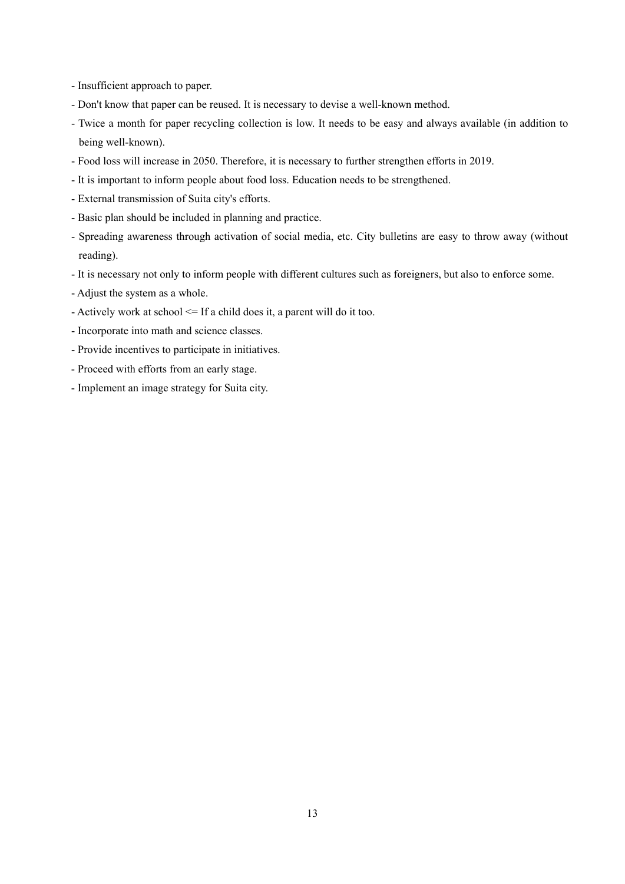- Insufficient approach to paper.
- Don't know that paper can be reused. It is necessary to devise a well-known method.
- Twice a month for paper recycling collection is low. It needs to be easy and always available (in addition to being well-known).
- Food loss will increase in 2050. Therefore, it is necessary to further strengthen efforts in 2019.
- It is important to inform people about food loss. Education needs to be strengthened.
- External transmission of Suita city's efforts.
- Basic plan should be included in planning and practice.
- Spreading awareness through activation of social media, etc. City bulletins are easy to throw away (without reading).
- It is necessary not only to inform people with different cultures such as foreigners, but also to enforce some.
- Adjust the system as a whole.
- Actively work at school <= If a child does it, a parent will do it too.
- Incorporate into math and science classes.
- Provide incentives to participate in initiatives.
- Proceed with efforts from an early stage.
- Implement an image strategy for Suita city.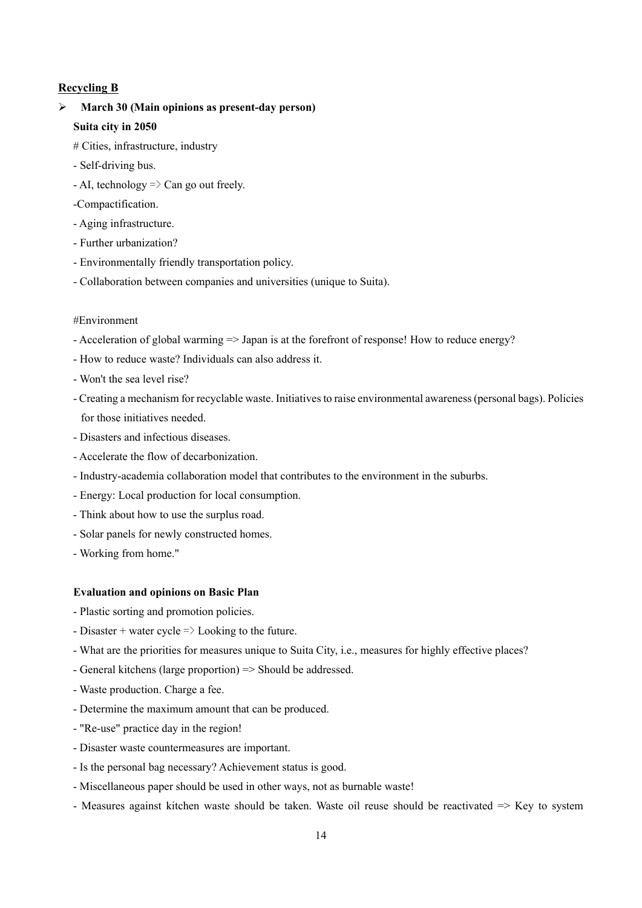**Recycling B**

- **March 30 (Main opinions as present-day person)**

**Suita city in 2050**

# Cities, infrastructure, industry

- Self-driving bus.
- AI, technology => Can go out freely.
- Compactification.
- Aging infrastructure.
- Further urbanization?
- Environmentally friendly transportation policy.
- Collaboration between companies and universities (unique to Suita).

#Environment

- Acceleration of global warming => Japan is at the forefront of response! How to reduce energy?
- How to reduce waste? Individuals can also address it.
- Won't the sea level rise?
- Creating a mechanism for recyclable waste. Initiatives to raise environmental awareness (personal bags). Policies for those initiatives needed.
- Disasters and infectious diseases.
- Accelerate the flow of decarbonization.
- Industry-academia collaboration model that contributes to the environment in the suburbs.
- Energy: Local production for local consumption.
- Think about how to use the surplus road.
- Solar panels for newly constructed homes.
- Working from home."

**Evaluation and opinions on Basic Plan**

- Plastic sorting and promotion policies.
- Disaster + water cycle => Looking to the future.
- What are the priorities for measures unique to Suita City, i.e., measures for highly effective places?
- General kitchens (large proportion) => Should be addressed.
- Waste production. Charge a fee.
- Determine the maximum amount that can be produced.
- "Re-use" practice day in the region!
- Disaster waste countermeasures are important.
- Is the personal bag necessary? Achievement status is good.
- Miscellaneous paper should be used in other ways, not as burnable waste!
- Measures against kitchen waste should be taken. Waste oil reuse should be reactivated => Key to system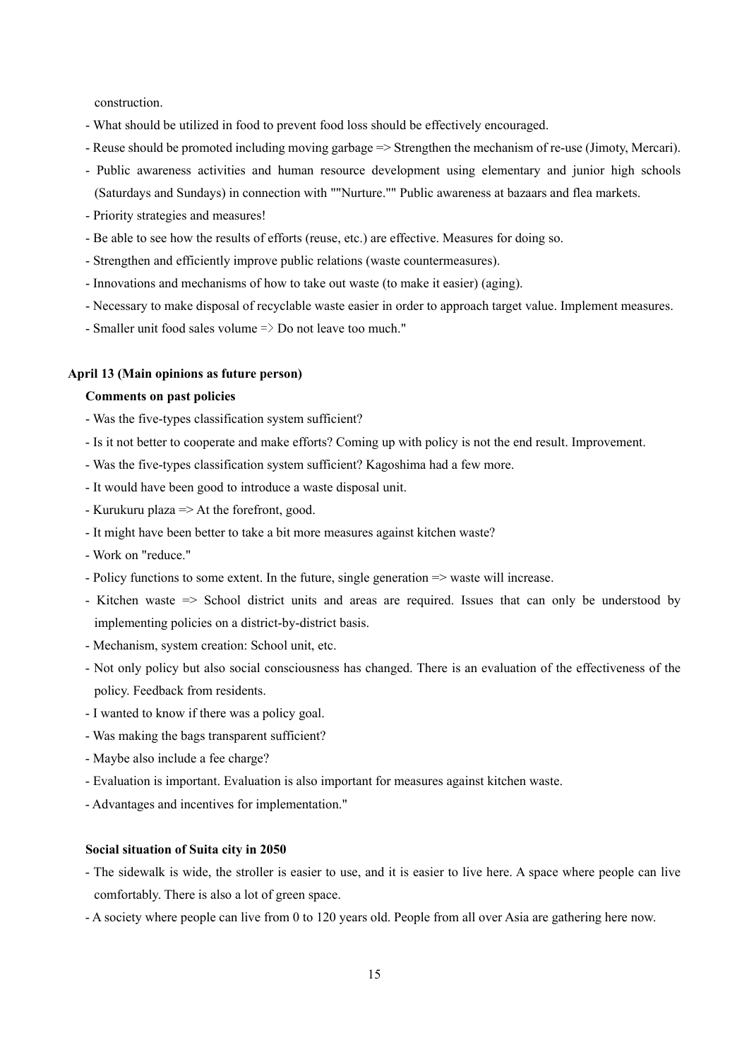construction.

- What should be utilized in food to prevent food loss should be effectively encouraged.
- Reuse should be promoted including moving garbage => Strengthen the mechanism of re-use (Jimoty, Mercari).
- Public awareness activities and human resource development using elementary and junior high schools (Saturdays and Sundays) in connection with ""Nurture."" Public awareness at bazaars and flea markets.
- Priority strategies and measures!
- Be able to see how the results of efforts (reuse, etc.) are effective. Measures for doing so.
- Strengthen and efficiently improve public relations (waste countermeasures).
- Innovations and mechanisms of how to take out waste (to make it easier) (aging).
- Necessary to make disposal of recyclable waste easier in order to approach target value. Implement measures.
- Smaller unit food sales volume => Do not leave too much."

**April 13 (Main opinions as future person)**

**Comments on past policies**

- Was the five-types classification system sufficient?
- Is it not better to cooperate and make efforts? Coming up with policy is not the end result. Improvement.
- Was the five-types classification system sufficient? Kagoshima had a few more.
- It would have been good to introduce a waste disposal unit.
- Kurukuru plaza => At the forefront, good.
- It might have been better to take a bit more measures against kitchen waste?
- Work on "reduce."
- Policy functions to some extent. In the future, single generation => waste will increase.
- Kitchen waste => School district units and areas are required. Issues that can only be understood by implementing policies on a district-by-district basis.
- Mechanism, system creation: School unit, etc.
- Not only policy but also social consciousness has changed. There is an evaluation of the effectiveness of the policy. Feedback from residents.
- I wanted to know if there was a policy goal.
- Was making the bags transparent sufficient?
- Maybe also include a fee charge?
- Evaluation is important. Evaluation is also important for measures against kitchen waste.
- Advantages and incentives for implementation."

**Social situation of Suita city in 2050**

- The sidewalk is wide, the stroller is easier to use, and it is easier to live here. A space where people can live comfortably. There is also a lot of green space.
- A society where people can live from 0 to 120 years old. People from all over Asia are gathering here now.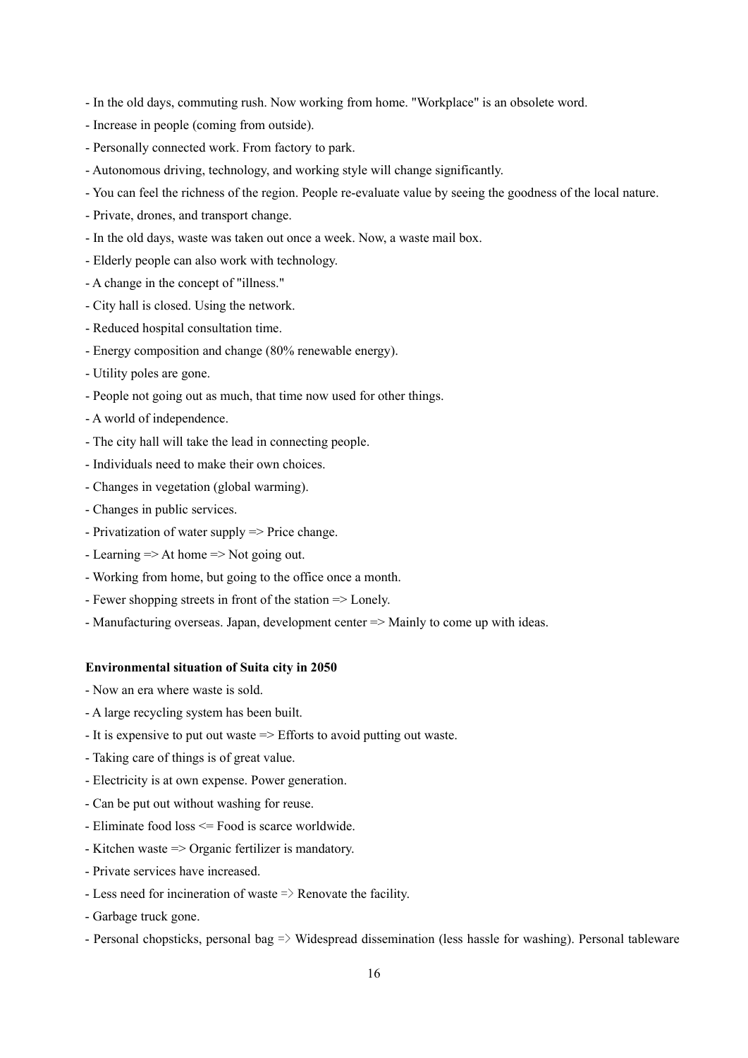- In the old days, commuting rush. Now working from home. "Workplace" is an obsolete word.
- Increase in people (coming from outside).
- Personally connected work. From factory to park.
- Autonomous driving, technology, and working style will change significantly.
- You can feel the richness of the region. People re-evaluate value by seeing the goodness of the local nature.
- Private, drones, and transport change.
- In the old days, waste was taken out once a week. Now, a waste mail box.
- Elderly people can also work with technology.
- A change in the concept of "illness."
- City hall is closed. Using the network.
- Reduced hospital consultation time.
- Energy composition and change (80% renewable energy).
- Utility poles are gone.
- People not going out as much, that time now used for other things.
- A world of independence.
- The city hall will take the lead in connecting people.
- Individuals need to make their own choices.
- Changes in vegetation (global warming).
- Changes in public services.
- Privatization of water supply => Price change.
- Learning => At home => Not going out.
- Working from home, but going to the office once a month.
- Fewer shopping streets in front of the station => Lonely.
- Manufacturing overseas. Japan, development center => Mainly to come up with ideas.

**Environmental situation of Suita city in 2050**

- Now an era where waste is sold.
- A large recycling system has been built.
- It is expensive to put out waste => Efforts to avoid putting out waste.
- Taking care of things is of great value.
- Electricity is at own expense. Power generation.
- Can be put out without washing for reuse.
- Eliminate food loss <= Food is scarce worldwide.
- Kitchen waste => Organic fertilizer is mandatory.
- Private services have increased.
- Less need for incineration of waste => Renovate the facility.
- Garbage truck gone.
- Personal chopsticks, personal bag => Widespread dissemination (less hassle for washing). Personal tableware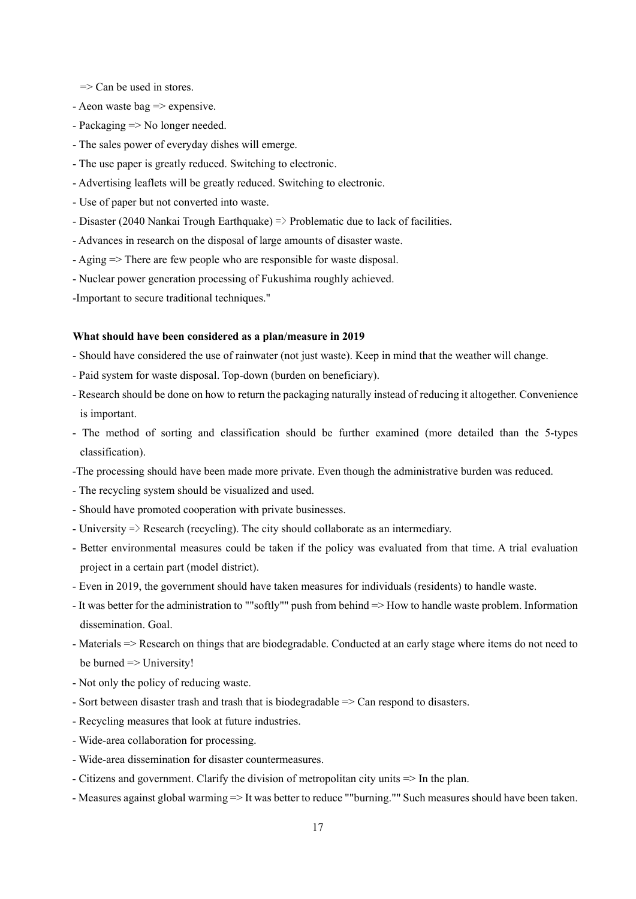=> Can be used in stores.

- Aeon waste bag => expensive.
- Packaging => No longer needed.
- The sales power of everyday dishes will emerge.
- The use paper is greatly reduced. Switching to electronic.
- Advertising leaflets will be greatly reduced. Switching to electronic.
- Use of paper but not converted into waste.
- Disaster (2040 Nankai Trough Earthquake) => Problematic due to lack of facilities.
- Advances in research on the disposal of large amounts of disaster waste.
- Aging => There are few people who are responsible for waste disposal.
- Nuclear power generation processing of Fukushima roughly achieved.
- Important to secure traditional techniques."

**What should have been considered as a plan/measure in 2019**

- Should have considered the use of rainwater (not just waste). Keep in mind that the weather will change.
- Paid system for waste disposal. Top-down (burden on beneficiary).
- Research should be done on how to return the packaging naturally instead of reducing it altogether. Convenience is important.
- The method of sorting and classification should be further examined (more detailed than the 5-types classification).
- The processing should have been made more private. Even though the administrative burden was reduced.
- The recycling system should be visualized and used.
- Should have promoted cooperation with private businesses.
- University => Research (recycling). The city should collaborate as an intermediary.
- Better environmental measures could be taken if the policy was evaluated from that time. A trial evaluation project in a certain part (model district).
- Even in 2019, the government should have taken measures for individuals (residents) to handle waste.
- It was better for the administration to ""softly"" push from behind => How to handle waste problem. Information dissemination. Goal.
- Materials => Research on things that are biodegradable. Conducted at an early stage where items do not need to be burned => University!
- Not only the policy of reducing waste.
- Sort between disaster trash and trash that is biodegradable => Can respond to disasters.
- Recycling measures that look at future industries.
- Wide-area collaboration for processing.
- Wide-area dissemination for disaster countermeasures.
- Citizens and government. Clarify the division of metropolitan city units => In the plan.
- Measures against global warming => It was better to reduce ""burning."" Such measures should have been taken.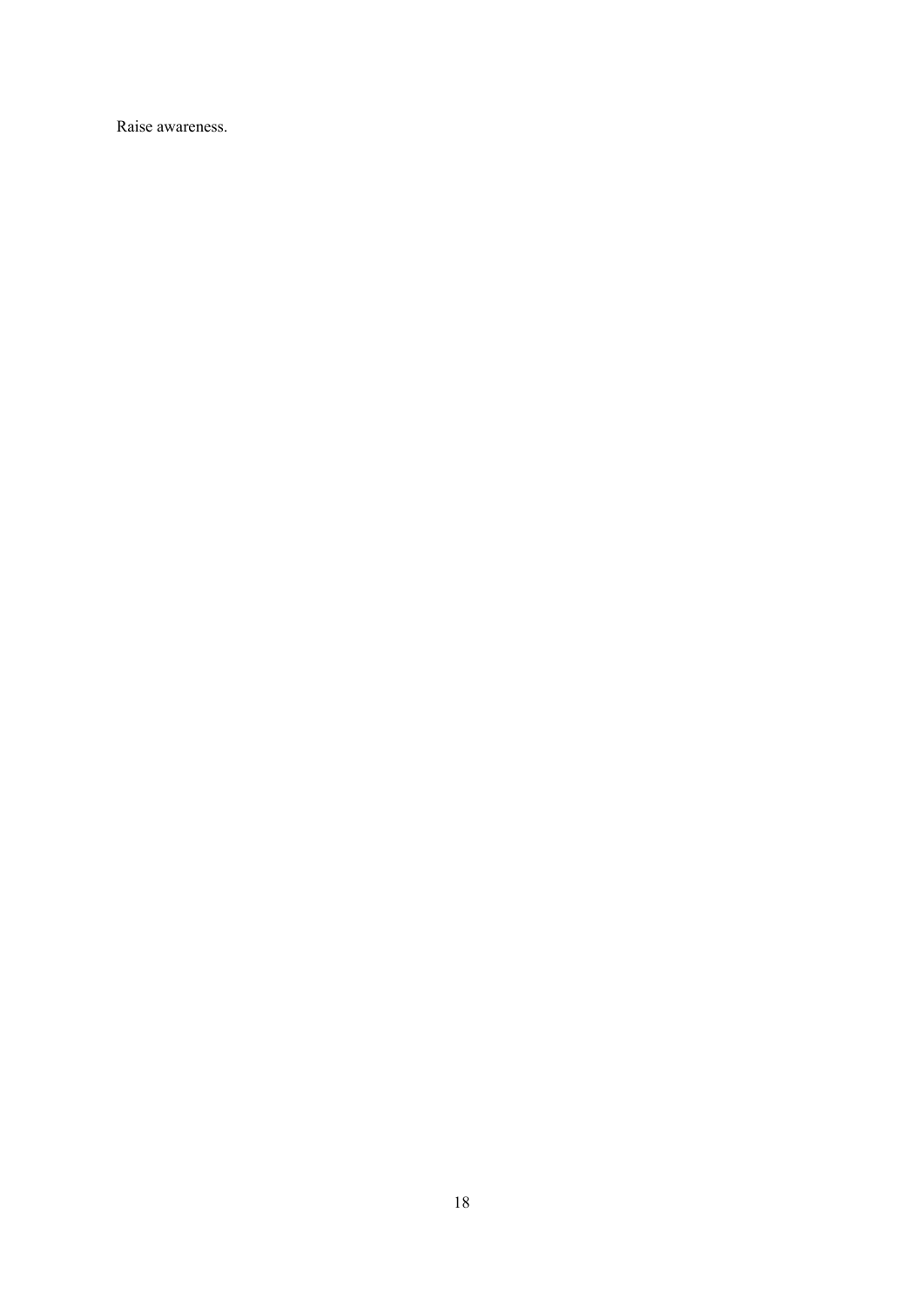Raise awareness.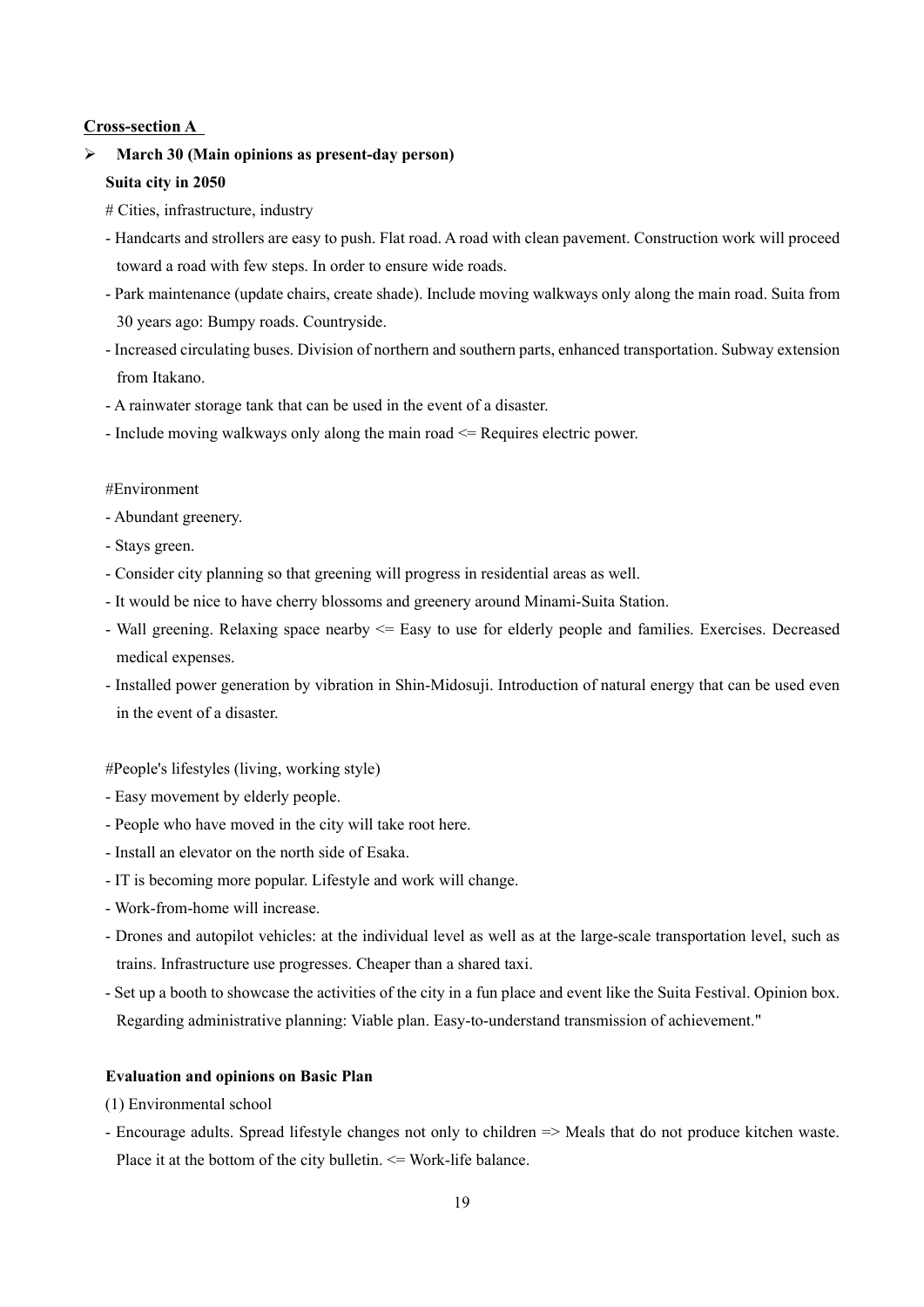**Cross-section A**

- **March 30 (Main opinions as present-day person)**

**Suita city in 2050**

# Cities, infrastructure, industry

- Handcarts and strollers are easy to push. Flat road. A road with clean pavement. Construction work will proceed toward a road with few steps. In order to ensure wide roads.
- Park maintenance (update chairs, create shade). Include moving walkways only along the main road. Suita from 30 years ago: Bumpy roads. Countryside.
- Increased circulating buses. Division of northern and southern parts, enhanced transportation. Subway extension from Itakano.
- A rainwater storage tank that can be used in the event of a disaster.
- Include moving walkways only along the main road <= Requires electric power.

#Environment

- Abundant greenery.
- Stays green.
- Consider city planning so that greening will progress in residential areas as well.
- It would be nice to have cherry blossoms and greenery around Minami-Suita Station.
- Wall greening. Relaxing space nearby <= Easy to use for elderly people and families. Exercises. Decreased medical expenses.
- Installed power generation by vibration in Shin-Midosuji. Introduction of natural energy that can be used even in the event of a disaster.

#People's lifestyles (living, working style)

- Easy movement by elderly people.
- People who have moved in the city will take root here.
- Install an elevator on the north side of Esaka.
- IT is becoming more popular. Lifestyle and work will change.
- Work-from-home will increase.
- Drones and autopilot vehicles: at the individual level as well as at the large-scale transportation level, such as trains. Infrastructure use progresses. Cheaper than a shared taxi.
- Set up a booth to showcase the activities of the city in a fun place and event like the Suita Festival. Opinion box. Regarding administrative planning: Viable plan. Easy-to-understand transmission of achievement."

**Evaluation and opinions on Basic Plan**

(1) Environmental school

- Encourage adults. Spread lifestyle changes not only to children => Meals that do not produce kitchen waste. Place it at the bottom of the city bulletin. <= Work-life balance.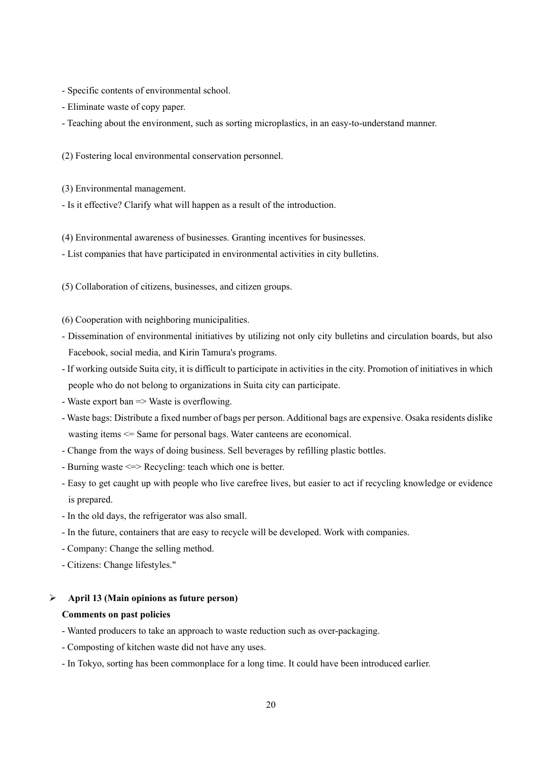- Specific contents of environmental school.
- Eliminate waste of copy paper.
- Teaching about the environment, such as sorting microplastics, in an easy-to-understand manner.

(2) Fostering local environmental conservation personnel.

(3) Environmental management.
- Is it effective? Clarify what will happen as a result of the introduction.

(4) Environmental awareness of businesses. Granting incentives for businesses.
- List companies that have participated in environmental activities in city bulletins.

(5) Collaboration of citizens, businesses, and citizen groups.

(6) Cooperation with neighboring municipalities.
- Dissemination of environmental initiatives by utilizing not only city bulletins and circulation boards, but also Facebook, social media, and Kirin Tamura's programs.
- If working outside Suita city, it is difficult to participate in activities in the city. Promotion of initiatives in which people who do not belong to organizations in Suita city can participate.
- Waste export ban => Waste is overflowing.
- Waste bags: Distribute a fixed number of bags per person. Additional bags are expensive. Osaka residents dislike wasting items <= Same for personal bags. Water canteens are economical.
- Change from the ways of doing business. Sell beverages by refilling plastic bottles.
- Burning waste <=> Recycling: teach which one is better.
- Easy to get caught up with people who live carefree lives, but easier to act if recycling knowledge or evidence is prepared.
- In the old days, the refrigerator was also small.
- In the future, containers that are easy to recycle will be developed. Work with companies.
- Company: Change the selling method.
- Citizens: Change lifestyles."

- **April 13 (Main opinions as future person)**

**Comments on past policies**

- Wanted producers to take an approach to waste reduction such as over-packaging.
- Composting of kitchen waste did not have any uses.
- In Tokyo, sorting has been commonplace for a long time. It could have been introduced earlier.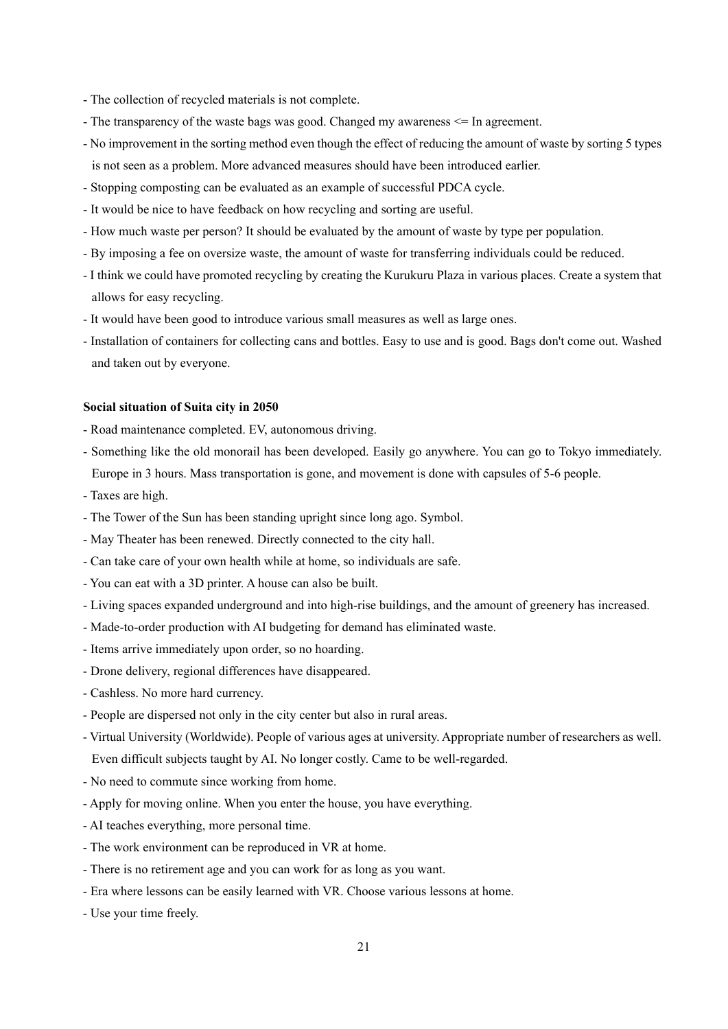- The collection of recycled materials is not complete.
- The transparency of the waste bags was good. Changed my awareness <= In agreement.
- No improvement in the sorting method even though the effect of reducing the amount of waste by sorting 5 types is not seen as a problem. More advanced measures should have been introduced earlier.
- Stopping composting can be evaluated as an example of successful PDCA cycle.
- It would be nice to have feedback on how recycling and sorting are useful.
- How much waste per person? It should be evaluated by the amount of waste by type per population.
- By imposing a fee on oversize waste, the amount of waste for transferring individuals could be reduced.
- I think we could have promoted recycling by creating the Kurukuru Plaza in various places. Create a system that allows for easy recycling.
- It would have been good to introduce various small measures as well as large ones.
- Installation of containers for collecting cans and bottles. Easy to use and is good. Bags don't come out. Washed and taken out by everyone.

**Social situation of Suita city in 2050**

- Road maintenance completed. EV, autonomous driving.
- Something like the old monorail has been developed. Easily go anywhere. You can go to Tokyo immediately. Europe in 3 hours. Mass transportation is gone, and movement is done with capsules of 5-6 people.
- Taxes are high.
- The Tower of the Sun has been standing upright since long ago. Symbol.
- May Theater has been renewed. Directly connected to the city hall.
- Can take care of your own health while at home, so individuals are safe.
- You can eat with a 3D printer. A house can also be built.
- Living spaces expanded underground and into high-rise buildings, and the amount of greenery has increased.
- Made-to-order production with AI budgeting for demand has eliminated waste.
- Items arrive immediately upon order, so no hoarding.
- Drone delivery, regional differences have disappeared.
- Cashless. No more hard currency.
- People are dispersed not only in the city center but also in rural areas.
- Virtual University (Worldwide). People of various ages at university. Appropriate number of researchers as well. Even difficult subjects taught by AI. No longer costly. Came to be well-regarded.
- No need to commute since working from home.
- Apply for moving online. When you enter the house, you have everything.
- AI teaches everything, more personal time.
- The work environment can be reproduced in VR at home.
- There is no retirement age and you can work for as long as you want.
- Era where lessons can be easily learned with VR. Choose various lessons at home.
- Use your time freely.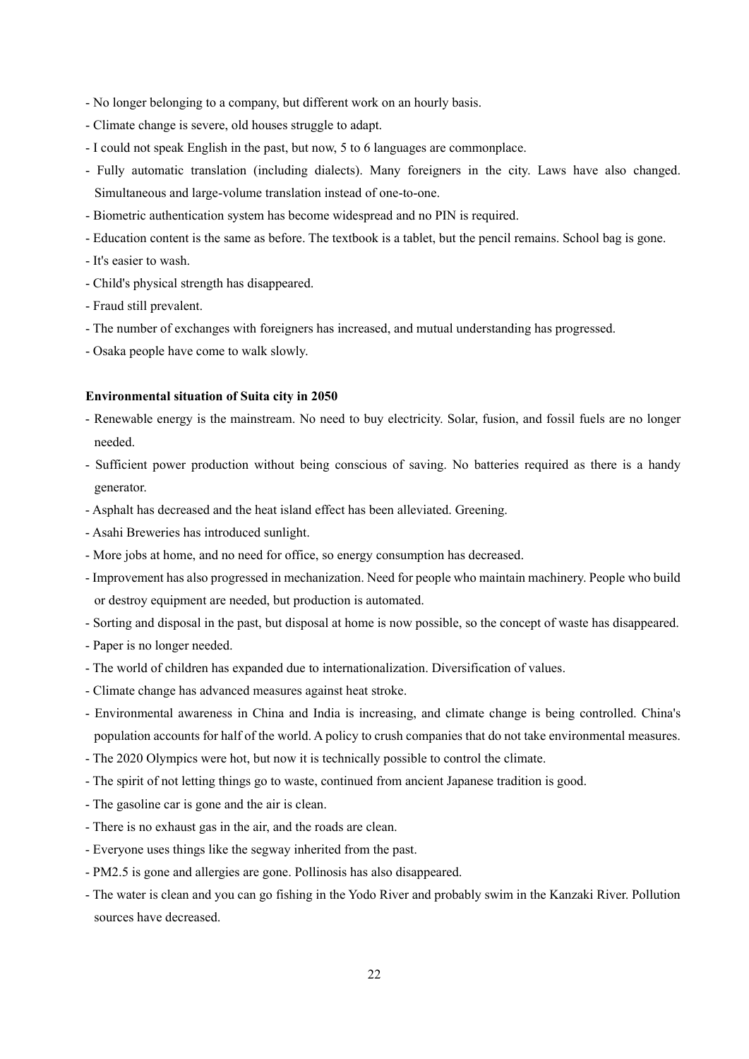- No longer belonging to a company, but different work on an hourly basis.
- Climate change is severe, old houses struggle to adapt.
- I could not speak English in the past, but now, 5 to 6 languages are commonplace.
- Fully automatic translation (including dialects). Many foreigners in the city. Laws have also changed. Simultaneous and large-volume translation instead of one-to-one.
- Biometric authentication system has become widespread and no PIN is required.
- Education content is the same as before. The textbook is a tablet, but the pencil remains. School bag is gone.
- It's easier to wash.
- Child's physical strength has disappeared.
- Fraud still prevalent.
- The number of exchanges with foreigners has increased, and mutual understanding has progressed.
- Osaka people have come to walk slowly.

**Environmental situation of Suita city in 2050**

- Renewable energy is the mainstream. No need to buy electricity. Solar, fusion, and fossil fuels are no longer needed.
- Sufficient power production without being conscious of saving. No batteries required as there is a handy generator.
- Asphalt has decreased and the heat island effect has been alleviated. Greening.
- Asahi Breweries has introduced sunlight.
- More jobs at home, and no need for office, so energy consumption has decreased.
- Improvement has also progressed in mechanization. Need for people who maintain machinery. People who build or destroy equipment are needed, but production is automated.
- Sorting and disposal in the past, but disposal at home is now possible, so the concept of waste has disappeared.
- Paper is no longer needed.
- The world of children has expanded due to internationalization. Diversification of values.
- Climate change has advanced measures against heat stroke.
- Environmental awareness in China and India is increasing, and climate change is being controlled. China's population accounts for half of the world. A policy to crush companies that do not take environmental measures.
- The 2020 Olympics were hot, but now it is technically possible to control the climate.
- The spirit of not letting things go to waste, continued from ancient Japanese tradition is good.
- The gasoline car is gone and the air is clean.
- There is no exhaust gas in the air, and the roads are clean.
- Everyone uses things like the segway inherited from the past.
- PM2.5 is gone and allergies are gone. Pollinosis has also disappeared.
- The water is clean and you can go fishing in the Yodo River and probably swim in the Kanzaki River. Pollution sources have decreased.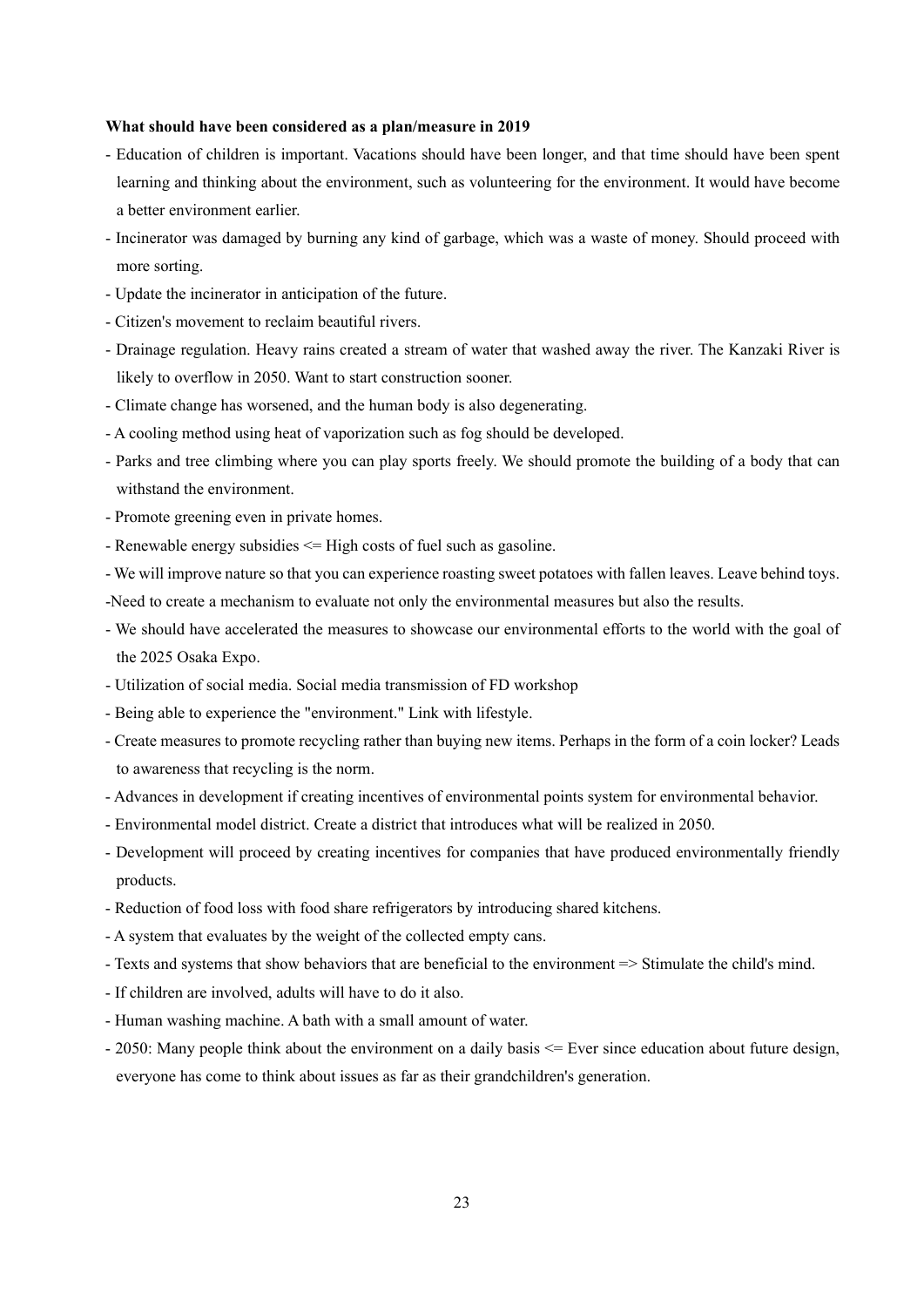**What should have been considered as a plan/measure in 2019**

- Education of children is important. Vacations should have been longer, and that time should have been spent learning and thinking about the environment, such as volunteering for the environment. It would have become a better environment earlier.
- Incinerator was damaged by burning any kind of garbage, which was a waste of money. Should proceed with more sorting.
- Update the incinerator in anticipation of the future.
- Citizen's movement to reclaim beautiful rivers.
- Drainage regulation. Heavy rains created a stream of water that washed away the river. The Kanzaki River is likely to overflow in 2050. Want to start construction sooner.
- Climate change has worsened, and the human body is also degenerating.
- A cooling method using heat of vaporization such as fog should be developed.
- Parks and tree climbing where you can play sports freely. We should promote the building of a body that can withstand the environment.
- Promote greening even in private homes.
- Renewable energy subsidies <= High costs of fuel such as gasoline.
- We will improve nature so that you can experience roasting sweet potatoes with fallen leaves. Leave behind toys.
- Need to create a mechanism to evaluate not only the environmental measures but also the results.
- We should have accelerated the measures to showcase our environmental efforts to the world with the goal of the 2025 Osaka Expo.
- Utilization of social media. Social media transmission of FD workshop
- Being able to experience the "environment." Link with lifestyle.
- Create measures to promote recycling rather than buying new items. Perhaps in the form of a coin locker? Leads to awareness that recycling is the norm.
- Advances in development if creating incentives of environmental points system for environmental behavior.
- Environmental model district. Create a district that introduces what will be realized in 2050.
- Development will proceed by creating incentives for companies that have produced environmentally friendly products.
- Reduction of food loss with food share refrigerators by introducing shared kitchens.
- A system that evaluates by the weight of the collected empty cans.
- Texts and systems that show behaviors that are beneficial to the environment => Stimulate the child's mind.
- If children are involved, adults will have to do it also.
- Human washing machine. A bath with a small amount of water.
- 2050: Many people think about the environment on a daily basis <= Ever since education about future design, everyone has come to think about issues as far as their grandchildren's generation.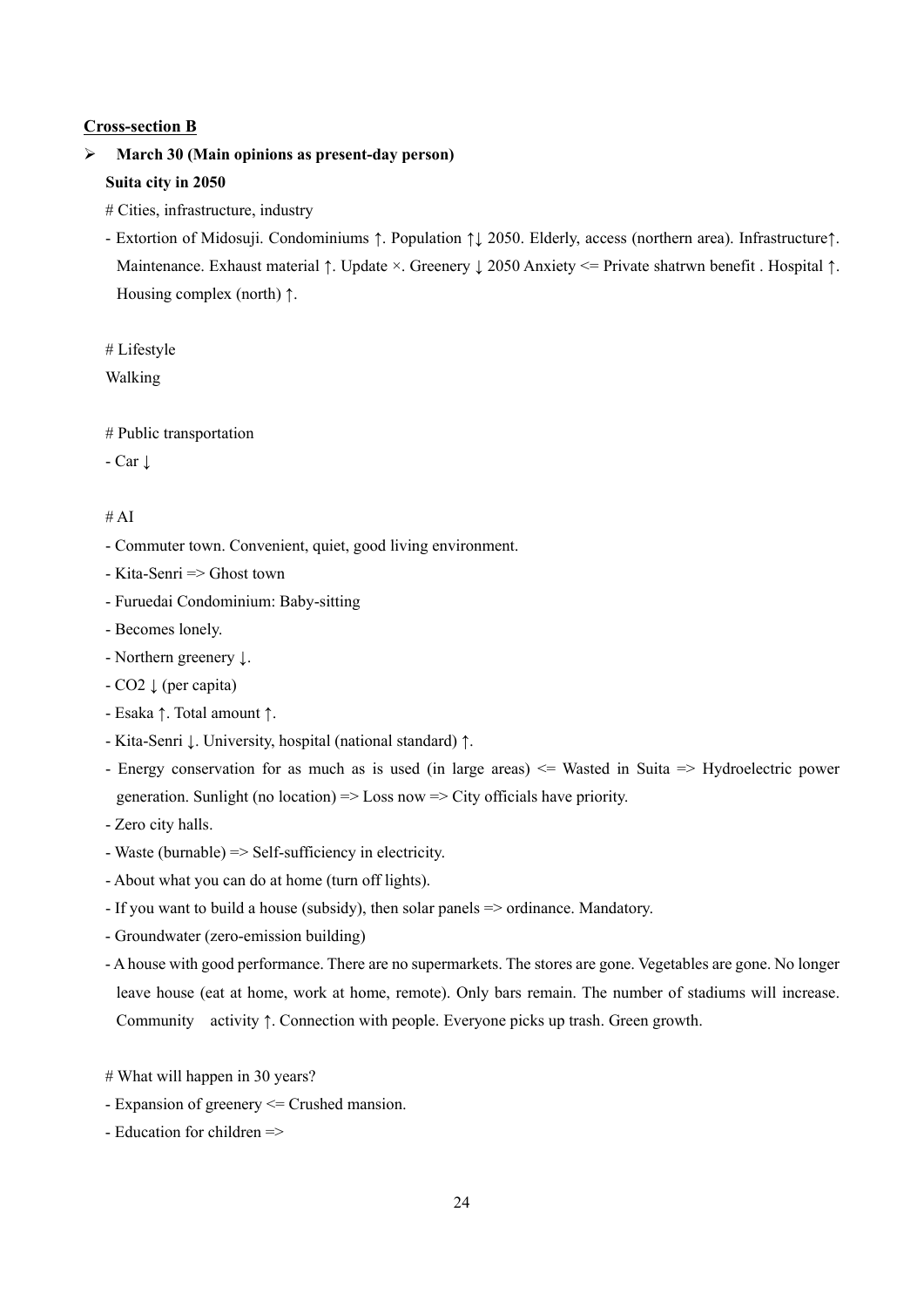**<u>Cross-section B</u>**

- **March 30 (Main opinions as present-day person)**

  **Suita city in 2050**

  # Cities, infrastructure, industry

  - Extortion of Midosuji. Condominiums ↑. Population ↑↓ 2050. Elderly, access (northern area). Infrastructure↑. Maintenance. Exhaust material ↑. Update ×. Greenery ↓ 2050 Anxiety <= Private shatrwn benefit . Hospital ↑. Housing complex (north) ↑.

  # Lifestyle

  Walking

  # Public transportation

  - Car ↓

  # AI

  - Commuter town. Convenient, quiet, good living environment.
  - Kita-Senri => Ghost town
  - Furuedai Condominium: Baby-sitting
  - Becomes lonely.
  - Northern greenery ↓.
  - $CO_2$ ↓ (per capita)
  - Esaka ↑. Total amount ↑.
  - Kita-Senri ↓. University, hospital (national standard) ↑.
  - Energy conservation for as much as is used (in large areas) <= Wasted in Suita => Hydroelectric power generation. Sunlight (no location) => Loss now => City officials have priority.
  - Zero city halls.
  - Waste (burnable) => Self-sufficiency in electricity.
  - About what you can do at home (turn off lights).
  - If you want to build a house (subsidy), then solar panels => ordinance. Mandatory.
  - Groundwater (zero-emission building)
  - A house with good performance. There are no supermarkets. The stores are gone. Vegetables are gone. No longer leave house (eat at home, work at home, remote). Only bars remain. The number of stadiums will increase. Community activity ↑. Connection with people. Everyone picks up trash. Green growth.

  # What will happen in 30 years?

  - Expansion of greenery <= Crushed mansion.
  - Education for children =>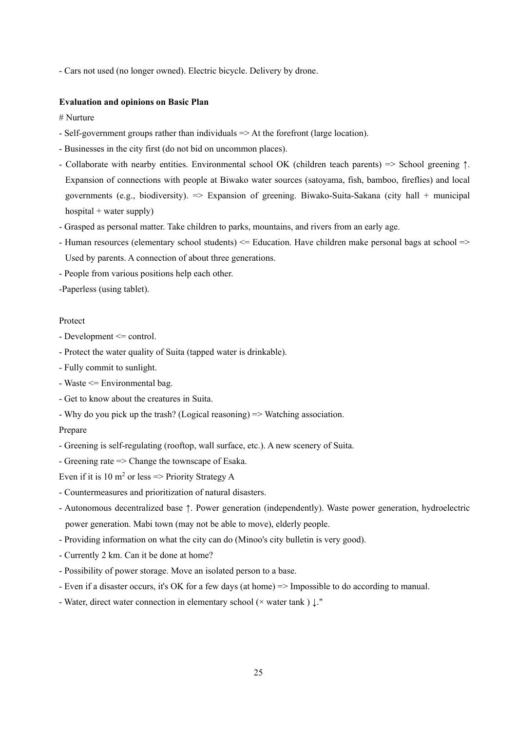- Cars not used (no longer owned). Electric bicycle. Delivery by drone.

**Evaluation and opinions on Basic Plan**

# Nurture

- Self-government groups rather than individuals => At the forefront (large location).
- Businesses in the city first (do not bid on uncommon places).
- Collaborate with nearby entities. Environmental school OK (children teach parents) => School greening ↑. Expansion of connections with people at Biwako water sources (satoyama, fish, bamboo, fireflies) and local governments (e.g., biodiversity). => Expansion of greening. Biwako-Suita-Sakana (city hall + municipal hospital + water supply)
- Grasped as personal matter. Take children to parks, mountains, and rivers from an early age.
- Human resources (elementary school students) <= Education. Have children make personal bags at school => Used by parents. A connection of about three generations.
- People from various positions help each other.
-Paperless (using tablet).

Protect

- Development <= control.
- Protect the water quality of Suita (tapped water is drinkable).
- Fully commit to sunlight.
- Waste <= Environmental bag.
- Get to know about the creatures in Suita.
- Why do you pick up the trash? (Logical reasoning) => Watching association.

Prepare

- Greening is self-regulating (rooftop, wall surface, etc.). A new scenery of Suita.
- Greening rate => Change the townscape of Esaka.

Even if it is 10 $m^2$ or less => Priority Strategy A

- Countermeasures and prioritization of natural disasters.
- Autonomous decentralized base ↑. Power generation (independently). Waste power generation, hydroelectric power generation. Mabi town (may not be able to move), elderly people.
- Providing information on what the city can do (Minoo's city bulletin is very good).
- Currently 2 km. Can it be done at home?
- Possibility of power storage. Move an isolated person to a base.
- Even if a disaster occurs, it's OK for a few days (at home) => Impossible to do according to manual.
- Water, direct water connection in elementary school (× water tank ) ↓."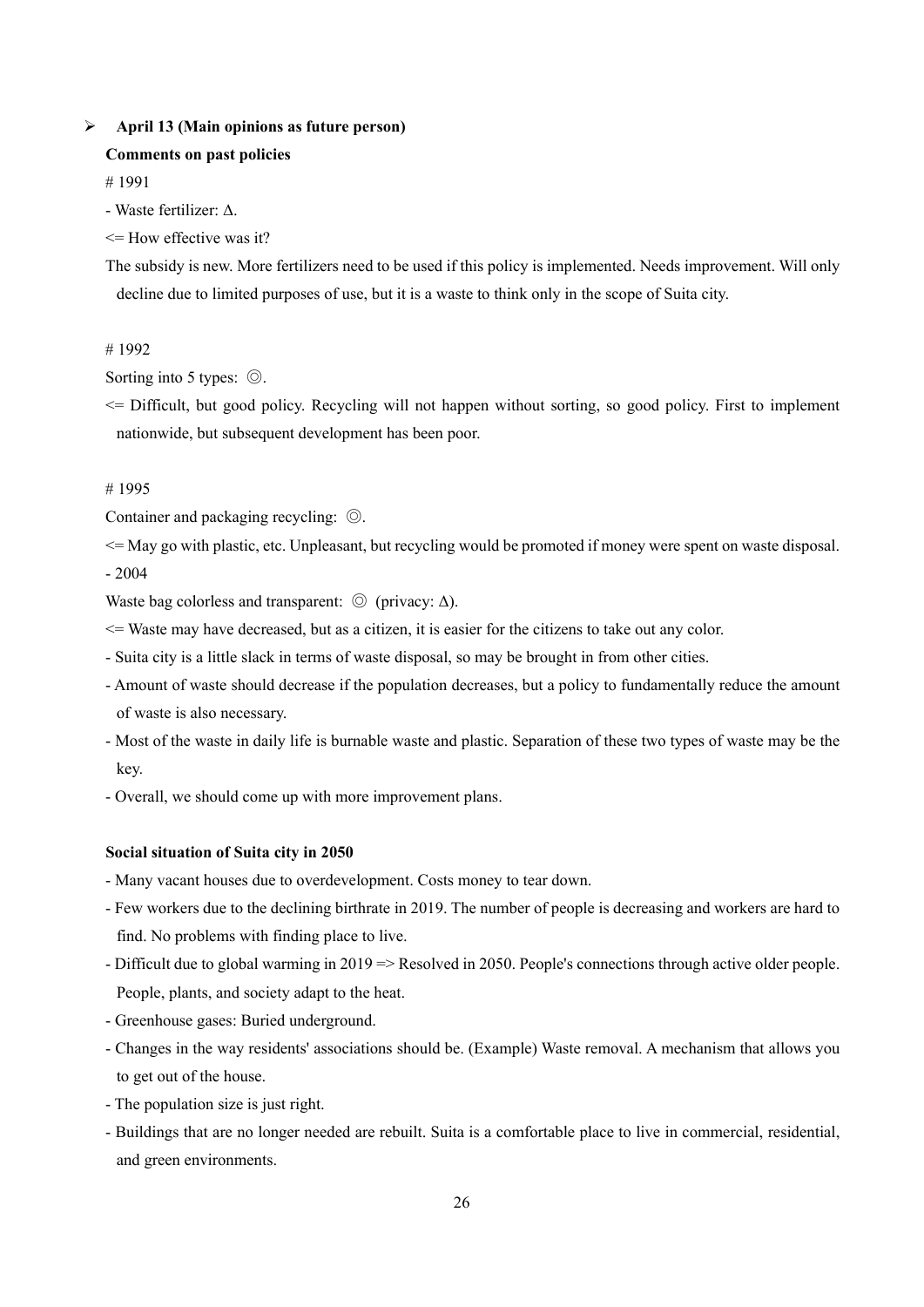- **April 13 (Main opinions as future person)**

**Comments on past policies**

# 1991

- Waste fertilizer: Δ.

<= How effective was it?

The subsidy is new. More fertilizers need to be used if this policy is implemented. Needs improvement. Will only decline due to limited purposes of use, but it is a waste to think only in the scope of Suita city.

# 1992

Sorting into 5 types: ◎.

<= Difficult, but good policy. Recycling will not happen without sorting, so good policy. First to implement nationwide, but subsequent development has been poor.

# 1995

Container and packaging recycling: ◎.

<= May go with plastic, etc. Unpleasant, but recycling would be promoted if money were spent on waste disposal.

- 2004

Waste bag colorless and transparent: ◎ (privacy: Δ).

<= Waste may have decreased, but as a citizen, it is easier for the citizens to take out any color.

- Suita city is a little slack in terms of waste disposal, so may be brought in from other cities.
- Amount of waste should decrease if the population decreases, but a policy to fundamentally reduce the amount of waste is also necessary.
- Most of the waste in daily life is burnable waste and plastic. Separation of these two types of waste may be the key.
- Overall, we should come up with more improvement plans.

**Social situation of Suita city in 2050**

- Many vacant houses due to overdevelopment. Costs money to tear down.
- Few workers due to the declining birthrate in 2019. The number of people is decreasing and workers are hard to find. No problems with finding place to live.
- Difficult due to global warming in 2019 => Resolved in 2050. People's connections through active older people. People, plants, and society adapt to the heat.
- Greenhouse gases: Buried underground.
- Changes in the way residents' associations should be. (Example) Waste removal. A mechanism that allows you to get out of the house.
- The population size is just right.
- Buildings that are no longer needed are rebuilt. Suita is a comfortable place to live in commercial, residential, and green environments.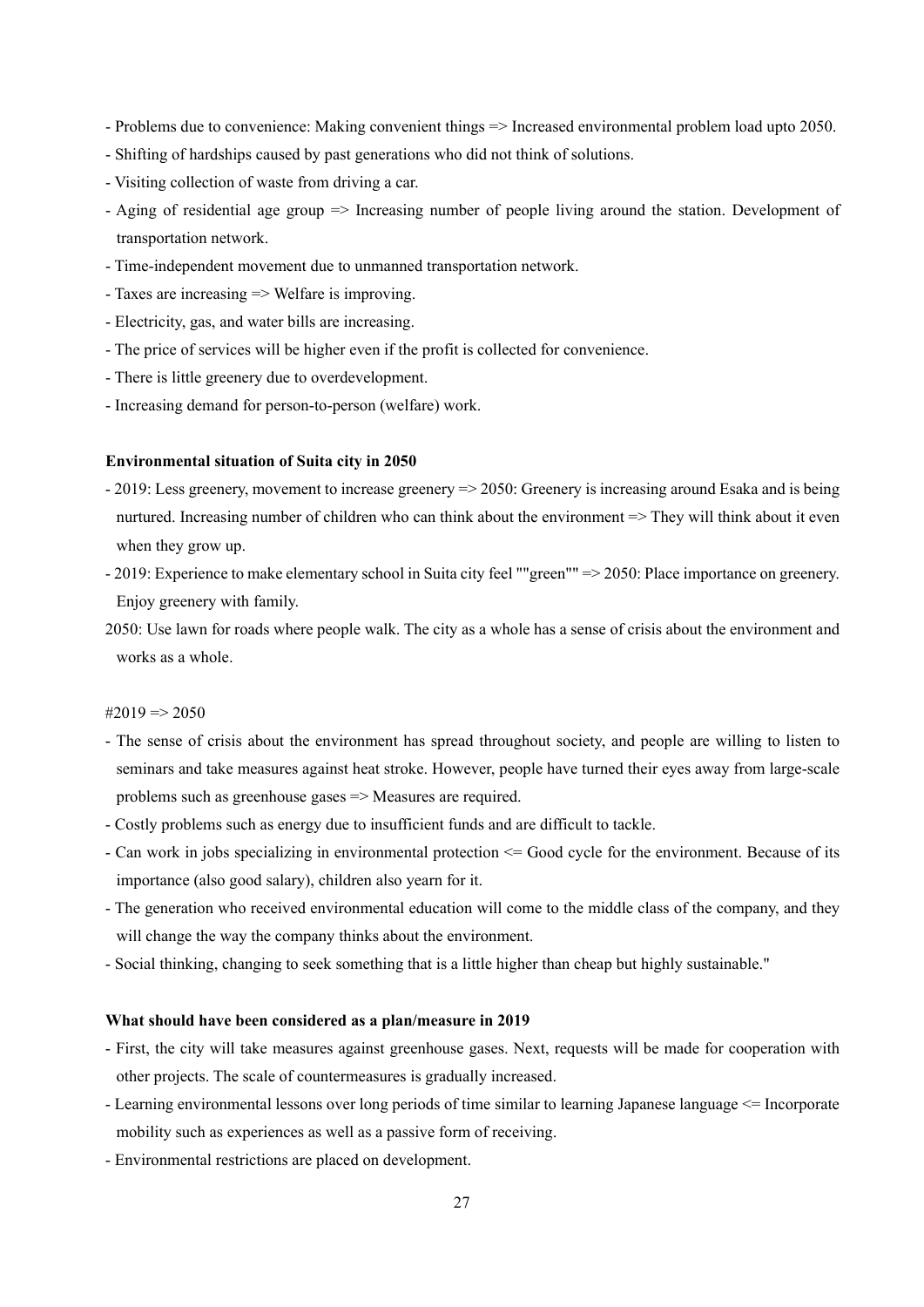- Problems due to convenience: Making convenient things => Increased environmental problem load upto 2050.
- Shifting of hardships caused by past generations who did not think of solutions.
- Visiting collection of waste from driving a car.
- Aging of residential age group => Increasing number of people living around the station. Development of transportation network.
- Time-independent movement due to unmanned transportation network.
- Taxes are increasing => Welfare is improving.
- Electricity, gas, and water bills are increasing.
- The price of services will be higher even if the profit is collected for convenience.
- There is little greenery due to overdevelopment.
- Increasing demand for person-to-person (welfare) work.

**Environmental situation of Suita city in 2050**

- 2019: Less greenery, movement to increase greenery => 2050: Greenery is increasing around Esaka and is being nurtured. Increasing number of children who can think about the environment => They will think about it even when they grow up.
- 2019: Experience to make elementary school in Suita city feel ""green"" => 2050: Place importance on greenery. Enjoy greenery with family.

2050: Use lawn for roads where people walk. The city as a whole has a sense of crisis about the environment and works as a whole.

#2019 => 2050

- The sense of crisis about the environment has spread throughout society, and people are willing to listen to seminars and take measures against heat stroke. However, people have turned their eyes away from large-scale problems such as greenhouse gases => Measures are required.
- Costly problems such as energy due to insufficient funds and are difficult to tackle.
- Can work in jobs specializing in environmental protection <= Good cycle for the environment. Because of its importance (also good salary), children also yearn for it.
- The generation who received environmental education will come to the middle class of the company, and they will change the way the company thinks about the environment.
- Social thinking, changing to seek something that is a little higher than cheap but highly sustainable."

**What should have been considered as a plan/measure in 2019**

- First, the city will take measures against greenhouse gases. Next, requests will be made for cooperation with other projects. The scale of countermeasures is gradually increased.
- Learning environmental lessons over long periods of time similar to learning Japanese language <= Incorporate mobility such as experiences as well as a passive form of receiving.
- Environmental restrictions are placed on development.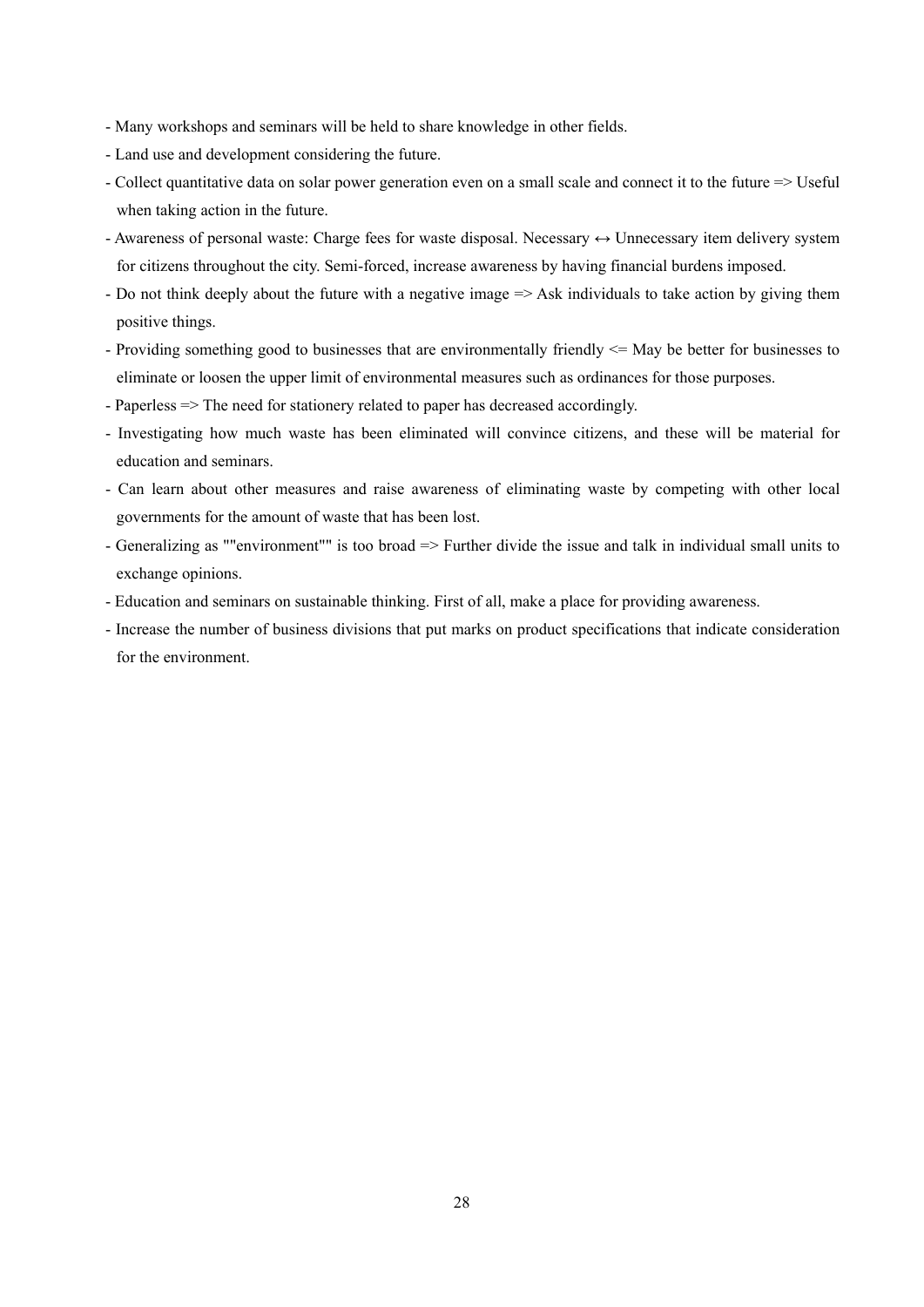- Many workshops and seminars will be held to share knowledge in other fields.
- Land use and development considering the future.
- Collect quantitative data on solar power generation even on a small scale and connect it to the future => Useful when taking action in the future.
- Awareness of personal waste: Charge fees for waste disposal. Necessary ↔ Unnecessary item delivery system for citizens throughout the city. Semi-forced, increase awareness by having financial burdens imposed.
- Do not think deeply about the future with a negative image => Ask individuals to take action by giving them positive things.
- Providing something good to businesses that are environmentally friendly <= May be better for businesses to eliminate or loosen the upper limit of environmental measures such as ordinances for those purposes.
- Paperless => The need for stationery related to paper has decreased accordingly.
- Investigating how much waste has been eliminated will convince citizens, and these will be material for education and seminars.
- Can learn about other measures and raise awareness of eliminating waste by competing with other local governments for the amount of waste that has been lost.
- Generalizing as ""environment"" is too broad => Further divide the issue and talk in individual small units to exchange opinions.
- Education and seminars on sustainable thinking. First of all, make a place for providing awareness.
- Increase the number of business divisions that put marks on product specifications that indicate consideration for the environment.